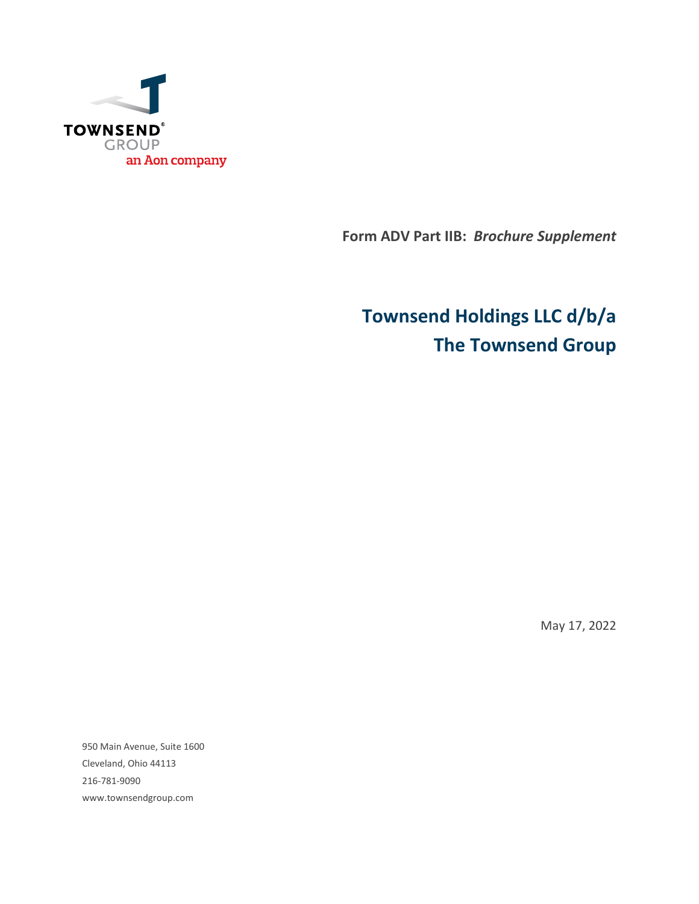TOWNSEND® GROUP
an Aon company

**Form ADV Part IIB:** ***Brochure Supplement***

# Townsend Holdings LLC d/b/a The Townsend Group

May 17, 2022

950 Main Avenue, Suite 1600
Cleveland, Ohio 44113
216-781-9090
www.townsendgroup.com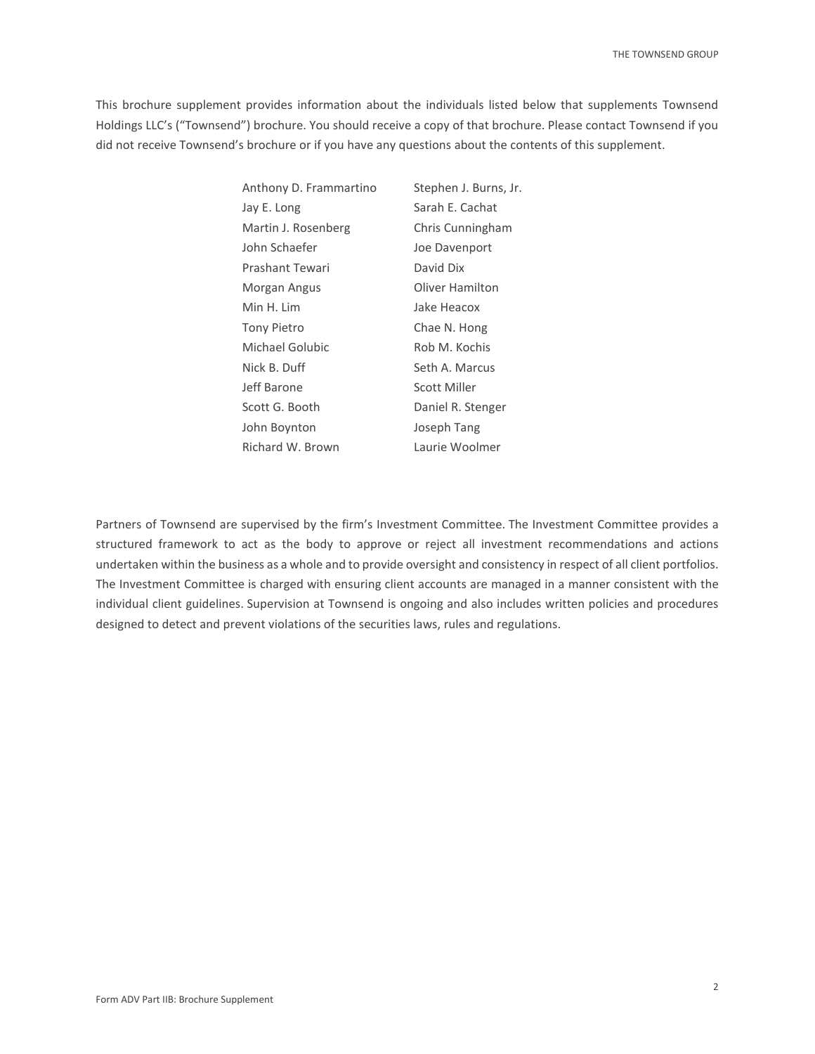This brochure supplement provides information about the individuals listed below that supplements Townsend Holdings LLC's ("Townsend") brochure. You should receive a copy of that brochure. Please contact Townsend if you did not receive Townsend's brochure or if you have any questions about the contents of this supplement.

| | |
|---|---|
| Anthony D. Frammartino | Stephen J. Burns, Jr. |
| Jay E. Long | Sarah E. Cachat |
| Martin J. Rosenberg | Chris Cunningham |
| John Schaefer | Joe Davenport |
| Prashant Tewari | David Dix |
| Morgan Angus | Oliver Hamilton |
| Min H. Lim | Jake Heacox |
| Tony Pietro | Chae N. Hong |
| Michael Golubic | Rob M. Kochis |
| Nick B. Duff | Seth A. Marcus |
| Jeff Barone | Scott Miller |
| Scott G. Booth | Daniel R. Stenger |
| John Boynton | Joseph Tang |
| Richard W. Brown | Laurie Woolmer |

Partners of Townsend are supervised by the firm's Investment Committee. The Investment Committee provides a structured framework to act as the body to approve or reject all investment recommendations and actions undertaken within the business as a whole and to provide oversight and consistency in respect of all client portfolios. The Investment Committee is charged with ensuring client accounts are managed in a manner consistent with the individual client guidelines. Supervision at Townsend is ongoing and also includes written policies and procedures designed to detect and prevent violations of the securities laws, rules and regulations.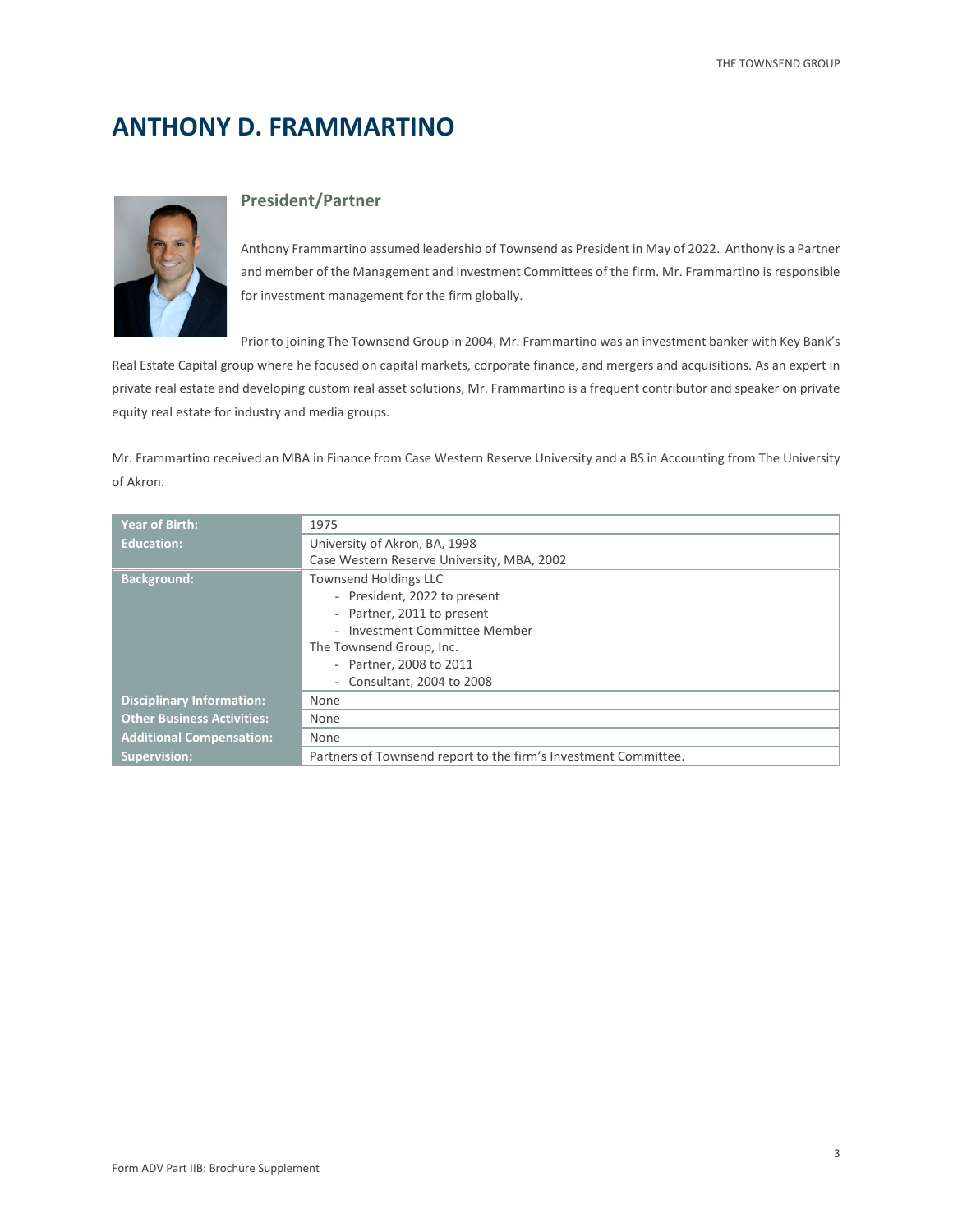# ANTHONY D. FRAMMARTINO

## President/Partner

Anthony Frammartino assumed leadership of Townsend as President in May of 2022. Anthony is a Partner and member of the Management and Investment Committees of the firm. Mr. Frammartino is responsible for investment management for the firm globally.

Prior to joining The Townsend Group in 2004, Mr. Frammartino was an investment banker with Key Bank's Real Estate Capital group where he focused on capital markets, corporate finance, and mergers and acquisitions. As an expert in private real estate and developing custom real asset solutions, Mr. Frammartino is a frequent contributor and speaker on private equity real estate for industry and media groups.

Mr. Frammartino received an MBA in Finance from Case Western Reserve University and a BS in Accounting from The University of Akron.

| | |
|---|---|
| **Year of Birth:** | 1975 |
| **Education:** | University of Akron, BA, 1998<br>Case Western Reserve University, MBA, 2002 |
| **Background:** | Townsend Holdings LLC<br>- President, 2022 to present<br>- Partner, 2011 to present<br>- Investment Committee Member<br>The Townsend Group, Inc.<br>- Partner, 2008 to 2011<br>- Consultant, 2004 to 2008 |
| **Disciplinary Information:** | None |
| **Other Business Activities:** | None |
| **Additional Compensation:** | None |
| **Supervision:** | Partners of Townsend report to the firm's Investment Committee. |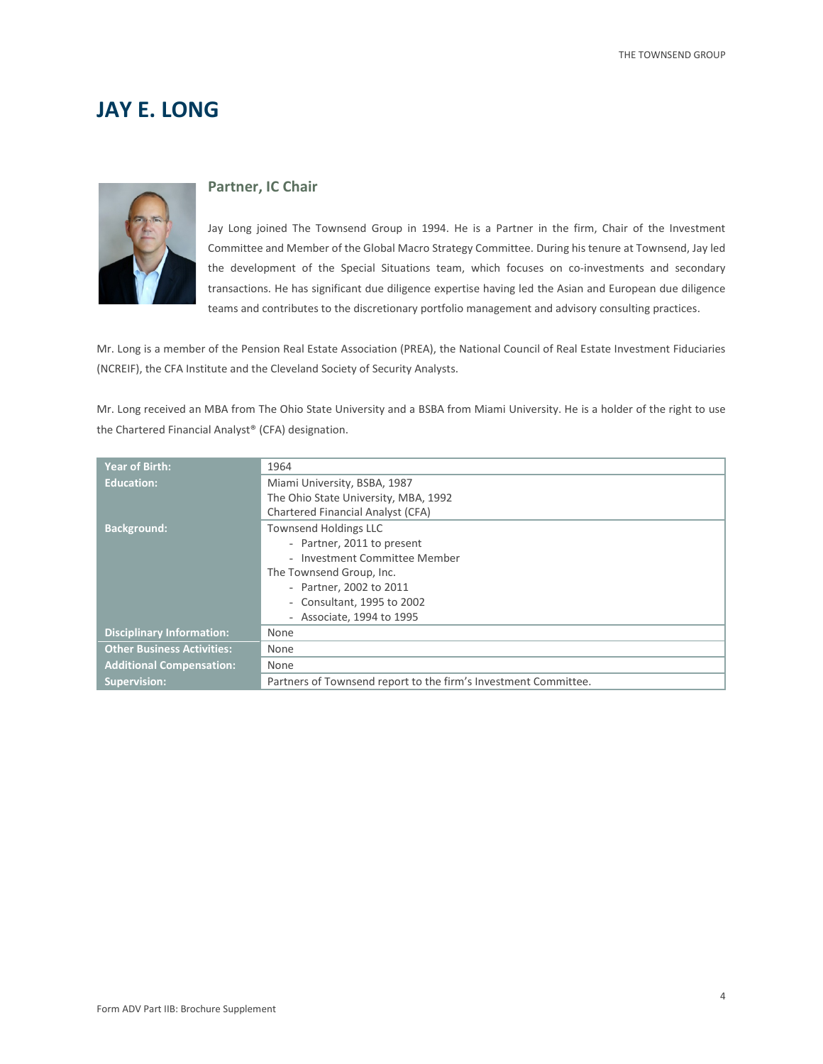# JAY E. LONG

## Partner, IC Chair

Jay Long joined The Townsend Group in 1994. He is a Partner in the firm, Chair of the Investment Committee and Member of the Global Macro Strategy Committee. During his tenure at Townsend, Jay led the development of the Special Situations team, which focuses on co-investments and secondary transactions. He has significant due diligence expertise having led the Asian and European due diligence teams and contributes to the discretionary portfolio management and advisory consulting practices.

Mr. Long is a member of the Pension Real Estate Association (PREA), the National Council of Real Estate Investment Fiduciaries (NCREIF), the CFA Institute and the Cleveland Society of Security Analysts.

Mr. Long received an MBA from The Ohio State University and a BSBA from Miami University. He is a holder of the right to use the Chartered Financial Analyst® (CFA) designation.

| | |
|---|---|
| **Year of Birth:** | 1964 |
| **Education:** | Miami University, BSBA, 1987<br>The Ohio State University, MBA, 1992<br>Chartered Financial Analyst (CFA) |
| **Background:** | Townsend Holdings LLC<br>- Partner, 2011 to present<br>- Investment Committee Member<br>The Townsend Group, Inc.<br>- Partner, 2002 to 2011<br>- Consultant, 1995 to 2002<br>- Associate, 1994 to 1995 |
| **Disciplinary Information:** | None |
| **Other Business Activities:** | None |
| **Additional Compensation:** | None |
| **Supervision:** | Partners of Townsend report to the firm's Investment Committee. |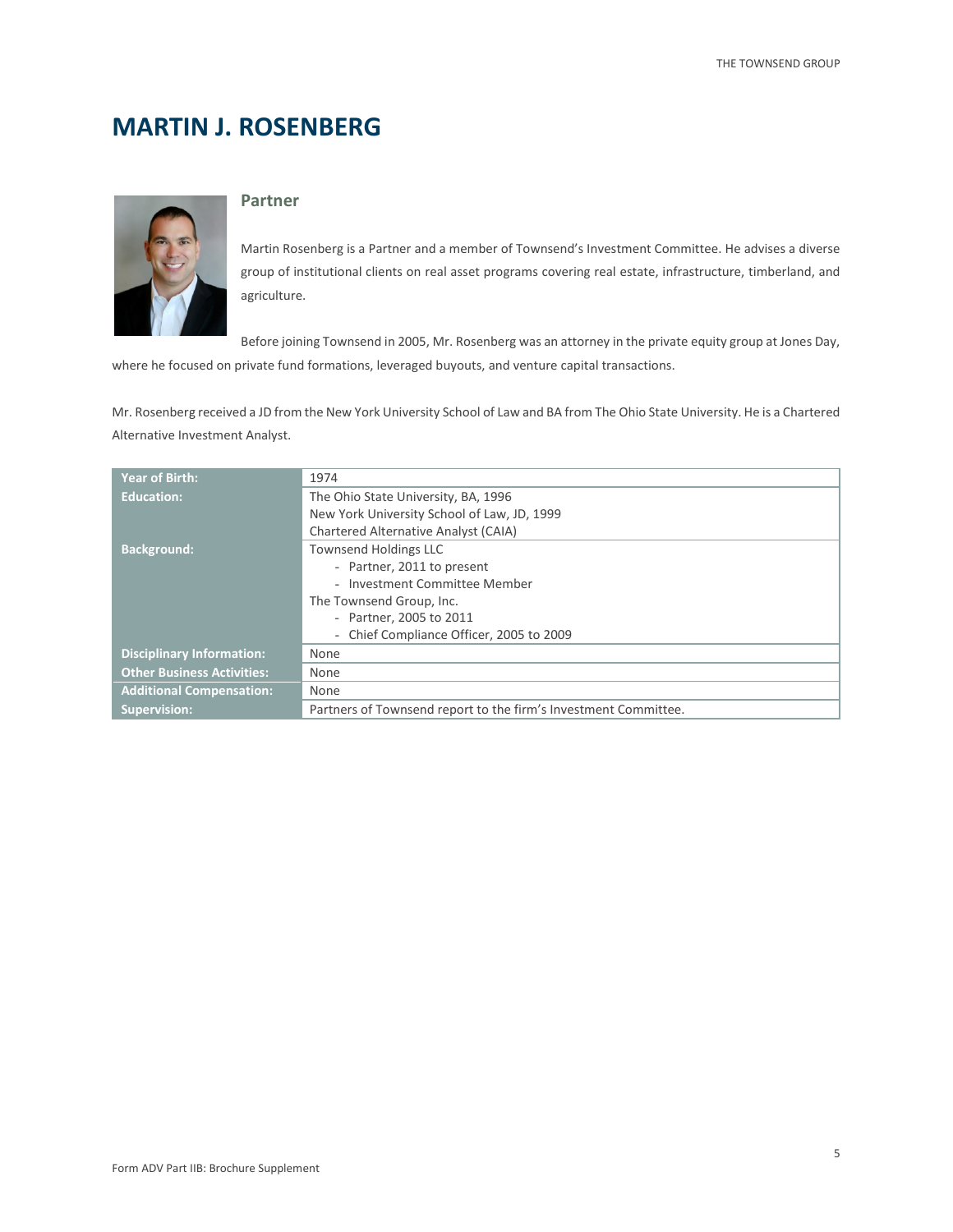# MARTIN J. ROSENBERG

## Partner

Martin Rosenberg is a Partner and a member of Townsend's Investment Committee. He advises a diverse group of institutional clients on real asset programs covering real estate, infrastructure, timberland, and agriculture.

Before joining Townsend in 2005, Mr. Rosenberg was an attorney in the private equity group at Jones Day, where he focused on private fund formations, leveraged buyouts, and venture capital transactions.

Mr. Rosenberg received a JD from the New York University School of Law and BA from The Ohio State University. He is a Chartered Alternative Investment Analyst.

| | |
|---|---|
| **Year of Birth:** | 1974 |
| **Education:** | The Ohio State University, BA, 1996<br>New York University School of Law, JD, 1999<br>Chartered Alternative Analyst (CAIA) |
| **Background:** | Townsend Holdings LLC<br>- Partner, 2011 to present<br>- Investment Committee Member<br>The Townsend Group, Inc.<br>- Partner, 2005 to 2011<br>- Chief Compliance Officer, 2005 to 2009 |
| **Disciplinary Information:** | None |
| **Other Business Activities:** | None |
| **Additional Compensation:** | None |
| **Supervision:** | Partners of Townsend report to the firm's Investment Committee. |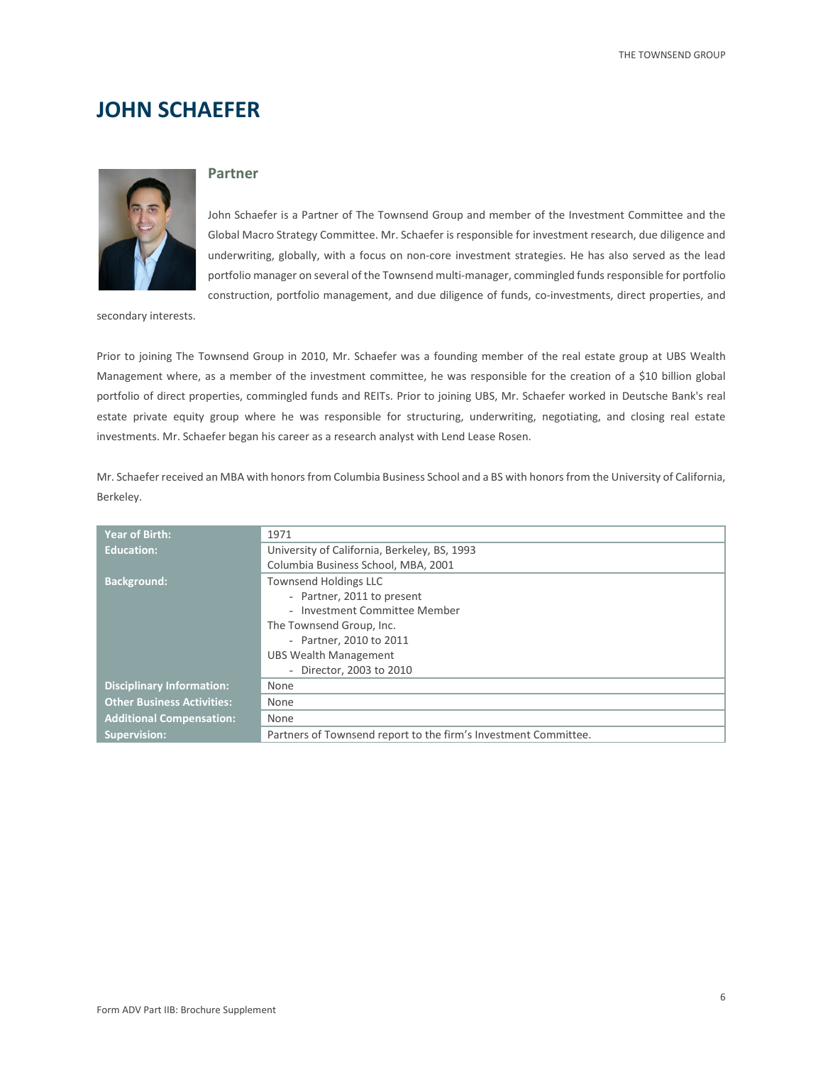# JOHN SCHAEFER

## Partner

John Schaefer is a Partner of The Townsend Group and member of the Investment Committee and the Global Macro Strategy Committee. Mr. Schaefer is responsible for investment research, due diligence and underwriting, globally, with a focus on non-core investment strategies. He has also served as the lead portfolio manager on several of the Townsend multi-manager, commingled funds responsible for portfolio construction, portfolio management, and due diligence of funds, co-investments, direct properties, and secondary interests.

Prior to joining The Townsend Group in 2010, Mr. Schaefer was a founding member of the real estate group at UBS Wealth Management where, as a member of the investment committee, he was responsible for the creation of a $10 billion global portfolio of direct properties, commingled funds and REITs. Prior to joining UBS, Mr. Schaefer worked in Deutsche Bank's real estate private equity group where he was responsible for structuring, underwriting, negotiating, and closing real estate investments. Mr. Schaefer began his career as a research analyst with Lend Lease Rosen.

Mr. Schaefer received an MBA with honors from Columbia Business School and a BS with honors from the University of California, Berkeley.

| | |
|---|---|
| **Year of Birth:** | 1971 |
| **Education:** | University of California, Berkeley, BS, 1993<br>Columbia Business School, MBA, 2001 |
| **Background:** | Townsend Holdings LLC<br>- Partner, 2011 to present<br>- Investment Committee Member<br>The Townsend Group, Inc.<br>- Partner, 2010 to 2011<br>UBS Wealth Management<br>- Director, 2003 to 2010 |
| **Disciplinary Information:** | None |
| **Other Business Activities:** | None |
| **Additional Compensation:** | None |
| **Supervision:** | Partners of Townsend report to the firm's Investment Committee. |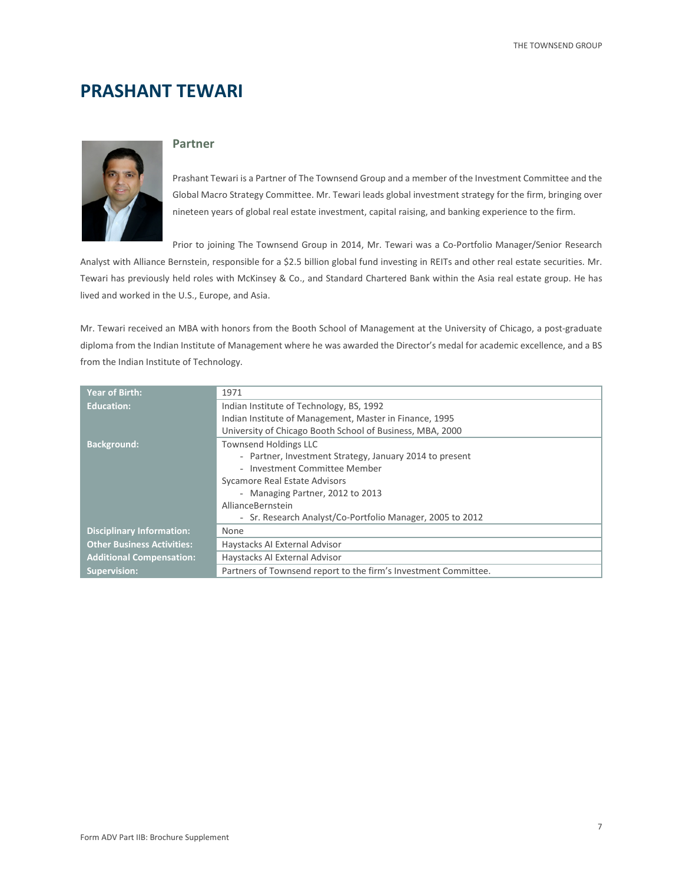# PRASHANT TEWARI

## Partner

Prashant Tewari is a Partner of The Townsend Group and a member of the Investment Committee and the Global Macro Strategy Committee. Mr. Tewari leads global investment strategy for the firm, bringing over nineteen years of global real estate investment, capital raising, and banking experience to the firm.

Prior to joining The Townsend Group in 2014, Mr. Tewari was a Co-Portfolio Manager/Senior Research Analyst with Alliance Bernstein, responsible for a $2.5 billion global fund investing in REITs and other real estate securities. Mr. Tewari has previously held roles with McKinsey & Co., and Standard Chartered Bank within the Asia real estate group. He has lived and worked in the U.S., Europe, and Asia.

Mr. Tewari received an MBA with honors from the Booth School of Management at the University of Chicago, a post-graduate diploma from the Indian Institute of Management where he was awarded the Director's medal for academic excellence, and a BS from the Indian Institute of Technology.

| | |
|---|---|
| **Year of Birth:** | 1971 |
| **Education:** | Indian Institute of Technology, BS, 1992<br>Indian Institute of Management, Master in Finance, 1995<br>University of Chicago Booth School of Business, MBA, 2000 |
| **Background:** | Townsend Holdings LLC<br>- Partner, Investment Strategy, January 2014 to present<br>- Investment Committee Member<br>Sycamore Real Estate Advisors<br>- Managing Partner, 2012 to 2013<br>AllianceBernstein<br>- Sr. Research Analyst/Co-Portfolio Manager, 2005 to 2012 |
| **Disciplinary Information:** | None |
| **Other Business Activities:** | Haystacks AI External Advisor |
| **Additional Compensation:** | Haystacks AI External Advisor |
| **Supervision:** | Partners of Townsend report to the firm's Investment Committee. |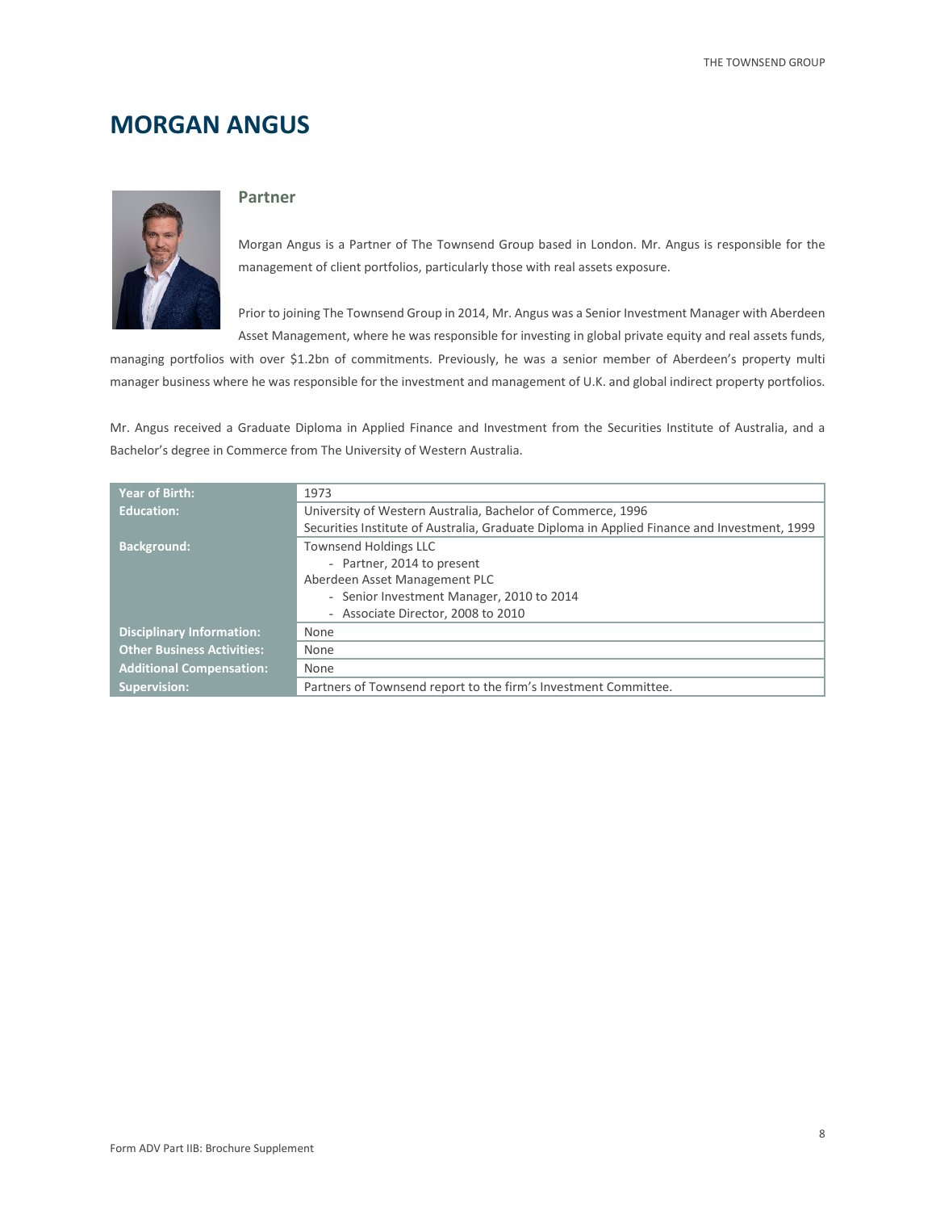# MORGAN ANGUS

## Partner

Morgan Angus is a Partner of The Townsend Group based in London. Mr. Angus is responsible for the management of client portfolios, particularly those with real assets exposure.

Prior to joining The Townsend Group in 2014, Mr. Angus was a Senior Investment Manager with Aberdeen Asset Management, where he was responsible for investing in global private equity and real assets funds, managing portfolios with over $1.2bn of commitments. Previously, he was a senior member of Aberdeen's property multi manager business where he was responsible for the investment and management of U.K. and global indirect property portfolios.

Mr. Angus received a Graduate Diploma in Applied Finance and Investment from the Securities Institute of Australia, and a Bachelor's degree in Commerce from The University of Western Australia.

| | |
|---|---|
| **Year of Birth:** | 1973 |
| **Education:** | University of Western Australia, Bachelor of Commerce, 1996<br>Securities Institute of Australia, Graduate Diploma in Applied Finance and Investment, 1999 |
| **Background:** | Townsend Holdings LLC<br>- Partner, 2014 to present<br>Aberdeen Asset Management PLC<br>- Senior Investment Manager, 2010 to 2014<br>- Associate Director, 2008 to 2010 |
| **Disciplinary Information:** | None |
| **Other Business Activities:** | None |
| **Additional Compensation:** | None |
| **Supervision:** | Partners of Townsend report to the firm's Investment Committee. |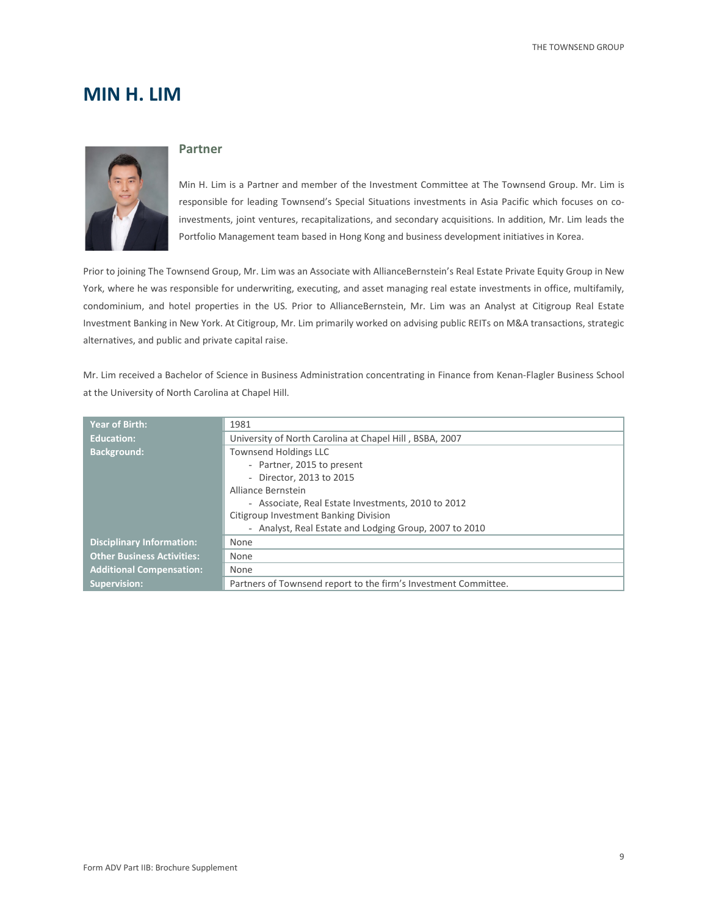# MIN H. LIM

## Partner

Min H. Lim is a Partner and member of the Investment Committee at The Townsend Group. Mr. Lim is responsible for leading Townsend's Special Situations investments in Asia Pacific which focuses on co-investments, joint ventures, recapitalizations, and secondary acquisitions. In addition, Mr. Lim leads the Portfolio Management team based in Hong Kong and business development initiatives in Korea.

Prior to joining The Townsend Group, Mr. Lim was an Associate with AllianceBernstein's Real Estate Private Equity Group in New York, where he was responsible for underwriting, executing, and asset managing real estate investments in office, multifamily, condominium, and hotel properties in the US. Prior to AllianceBernstein, Mr. Lim was an Analyst at Citigroup Real Estate Investment Banking in New York. At Citigroup, Mr. Lim primarily worked on advising public REITs on M&A transactions, strategic alternatives, and public and private capital raise.

Mr. Lim received a Bachelor of Science in Business Administration concentrating in Finance from Kenan-Flagler Business School at the University of North Carolina at Chapel Hill.

| | |
|---|---|
| **Year of Birth:** | 1981 |
| **Education:** | University of North Carolina at Chapel Hill , BSBA, 2007 |
| **Background:** | Townsend Holdings LLC<br>- Partner, 2015 to present<br>- Director, 2013 to 2015<br>Alliance Bernstein<br>- Associate, Real Estate Investments, 2010 to 2012<br>Citigroup Investment Banking Division<br>- Analyst, Real Estate and Lodging Group, 2007 to 2010 |
| **Disciplinary Information:** | None |
| **Other Business Activities:** | None |
| **Additional Compensation:** | None |
| **Supervision:** | Partners of Townsend report to the firm's Investment Committee. |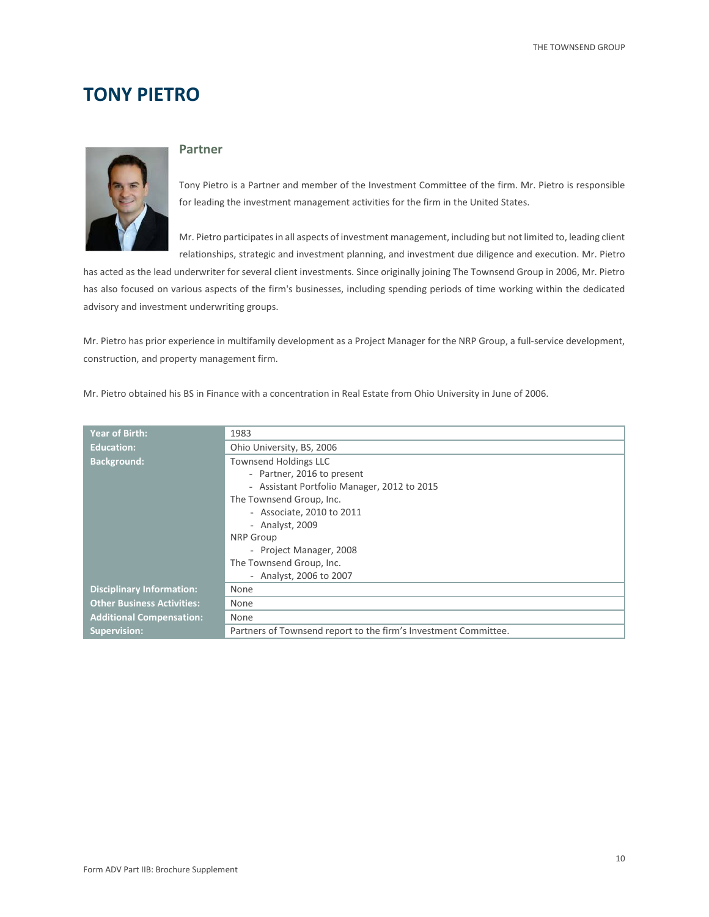# TONY PIETRO

## Partner

Tony Pietro is a Partner and member of the Investment Committee of the firm. Mr. Pietro is responsible for leading the investment management activities for the firm in the United States.

Mr. Pietro participates in all aspects of investment management, including but not limited to, leading client relationships, strategic and investment planning, and investment due diligence and execution. Mr. Pietro has acted as the lead underwriter for several client investments. Since originally joining The Townsend Group in 2006, Mr. Pietro has also focused on various aspects of the firm's businesses, including spending periods of time working within the dedicated advisory and investment underwriting groups.

Mr. Pietro has prior experience in multifamily development as a Project Manager for the NRP Group, a full-service development, construction, and property management firm.

Mr. Pietro obtained his BS in Finance with a concentration in Real Estate from Ohio University in June of 2006.

| | |
|---|---|
| **Year of Birth:** | 1983 |
| **Education:** | Ohio University, BS, 2006 |
| **Background:** | Townsend Holdings LLC<br>- Partner, 2016 to present<br>- Assistant Portfolio Manager, 2012 to 2015<br>The Townsend Group, Inc.<br>- Associate, 2010 to 2011<br>- Analyst, 2009<br>NRP Group<br>- Project Manager, 2008<br>The Townsend Group, Inc.<br>- Analyst, 2006 to 2007 |
| **Disciplinary Information:** | None |
| **Other Business Activities:** | None |
| **Additional Compensation:** | None |
| **Supervision:** | Partners of Townsend report to the firm's Investment Committee. |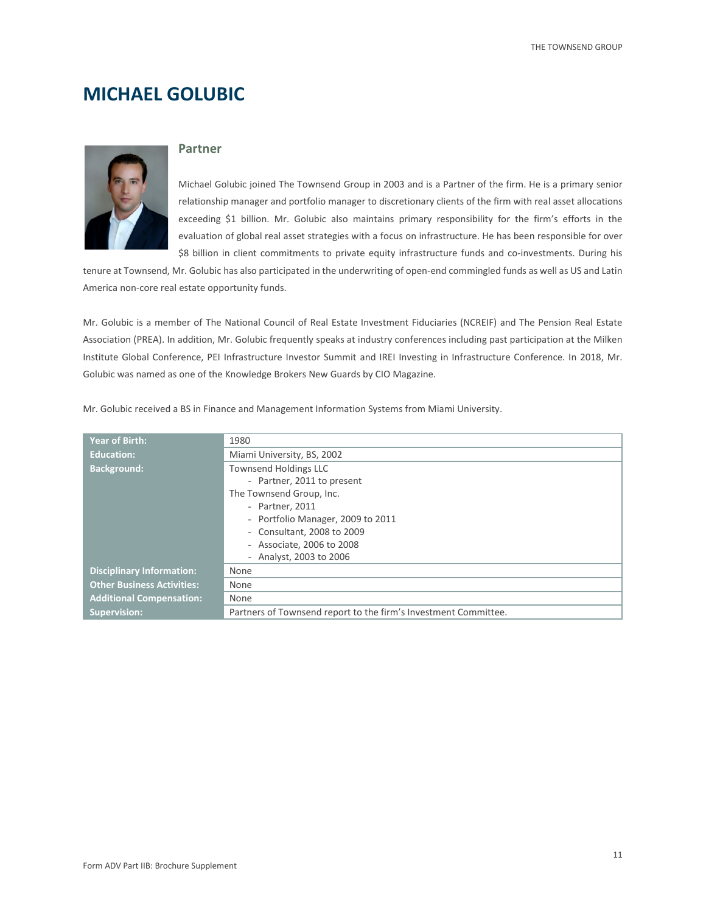# MICHAEL GOLUBIC

## Partner

Michael Golubic joined The Townsend Group in 2003 and is a Partner of the firm. He is a primary senior relationship manager and portfolio manager to discretionary clients of the firm with real asset allocations exceeding $1 billion. Mr. Golubic also maintains primary responsibility for the firm's efforts in the evaluation of global real asset strategies with a focus on infrastructure. He has been responsible for over $8 billion in client commitments to private equity infrastructure funds and co-investments. During his tenure at Townsend, Mr. Golubic has also participated in the underwriting of open-end commingled funds as well as US and Latin America non-core real estate opportunity funds.

Mr. Golubic is a member of The National Council of Real Estate Investment Fiduciaries (NCREIF) and The Pension Real Estate Association (PREA). In addition, Mr. Golubic frequently speaks at industry conferences including past participation at the Milken Institute Global Conference, PEI Infrastructure Investor Summit and IREI Investing in Infrastructure Conference. In 2018, Mr. Golubic was named as one of the Knowledge Brokers New Guards by CIO Magazine.

Mr. Golubic received a BS in Finance and Management Information Systems from Miami University.

| | |
|---|---|
| **Year of Birth:** | 1980 |
| **Education:** | Miami University, BS, 2002 |
| **Background:** | Townsend Holdings LLC<br>- Partner, 2011 to present<br>The Townsend Group, Inc.<br>- Partner, 2011<br>- Portfolio Manager, 2009 to 2011<br>- Consultant, 2008 to 2009<br>- Associate, 2006 to 2008<br>- Analyst, 2003 to 2006 |
| **Disciplinary Information:** | None |
| **Other Business Activities:** | None |
| **Additional Compensation:** | None |
| **Supervision:** | Partners of Townsend report to the firm's Investment Committee. |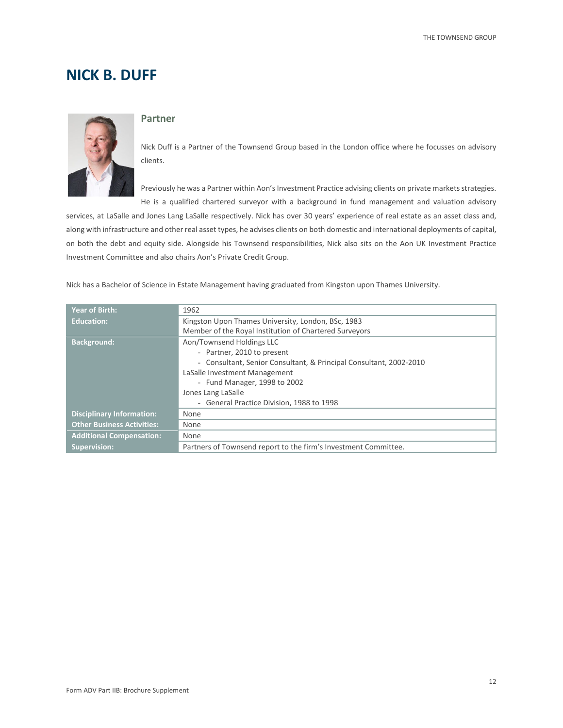# NICK B. DUFF

## Partner

Nick Duff is a Partner of the Townsend Group based in the London office where he focusses on advisory clients.

Previously he was a Partner within Aon's Investment Practice advising clients on private markets strategies. He is a qualified chartered surveyor with a background in fund management and valuation advisory services, at LaSalle and Jones Lang LaSalle respectively. Nick has over 30 years' experience of real estate as an asset class and, along with infrastructure and other real asset types, he advises clients on both domestic and international deployments of capital, on both the debt and equity side. Alongside his Townsend responsibilities, Nick also sits on the Aon UK Investment Practice Investment Committee and also chairs Aon's Private Credit Group.

Nick has a Bachelor of Science in Estate Management having graduated from Kingston upon Thames University.

| | |
|---|---|
| **Year of Birth:** | 1962 |
| **Education:** | Kingston Upon Thames University, London, BSc, 1983<br>Member of the Royal Institution of Chartered Surveyors |
| **Background:** | Aon/Townsend Holdings LLC<br>- Partner, 2010 to present<br>- Consultant, Senior Consultant, & Principal Consultant, 2002-2010<br>LaSalle Investment Management<br>- Fund Manager, 1998 to 2002<br>Jones Lang LaSalle<br>- General Practice Division, 1988 to 1998 |
| **Disciplinary Information:** | None |
| **Other Business Activities:** | None |
| **Additional Compensation:** | None |
| **Supervision:** | Partners of Townsend report to the firm's Investment Committee. |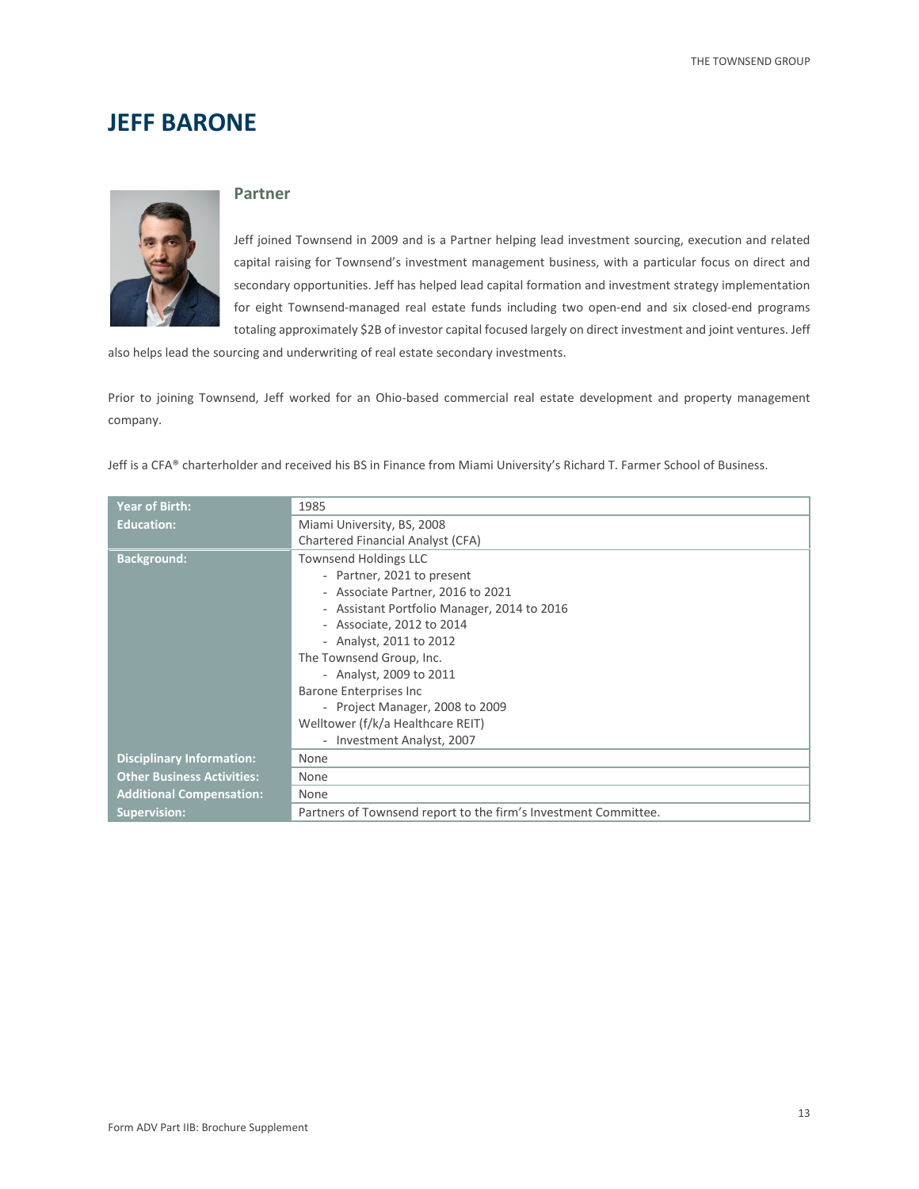# JEFF BARONE

## Partner

Jeff joined Townsend in 2009 and is a Partner helping lead investment sourcing, execution and related capital raising for Townsend's investment management business, with a particular focus on direct and secondary opportunities. Jeff has helped lead capital formation and investment strategy implementation for eight Townsend-managed real estate funds including two open-end and six closed-end programs totaling approximately $2B of investor capital focused largely on direct investment and joint ventures. Jeff also helps lead the sourcing and underwriting of real estate secondary investments.

Prior to joining Townsend, Jeff worked for an Ohio-based commercial real estate development and property management company.

Jeff is a CFA® charterholder and received his BS in Finance from Miami University's Richard T. Farmer School of Business.

| | |
|---|---|
| **Year of Birth:** | 1985 |
| **Education:** | Miami University, BS, 2008<br>Chartered Financial Analyst (CFA) |
| **Background:** | Townsend Holdings LLC<br>- Partner, 2021 to present<br>- Associate Partner, 2016 to 2021<br>- Assistant Portfolio Manager, 2014 to 2016<br>- Associate, 2012 to 2014<br>- Analyst, 2011 to 2012<br>The Townsend Group, Inc.<br>- Analyst, 2009 to 2011<br>Barone Enterprises Inc<br>- Project Manager, 2008 to 2009<br>Welltower (f/k/a Healthcare REIT)<br>- Investment Analyst, 2007 |
| **Disciplinary Information:** | None |
| **Other Business Activities:** | None |
| **Additional Compensation:** | None |
| **Supervision:** | Partners of Townsend report to the firm's Investment Committee. |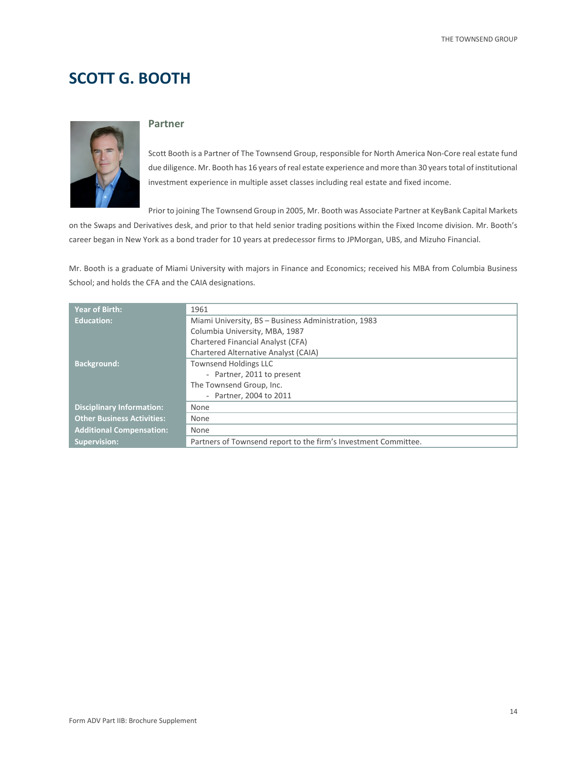# SCOTT G. BOOTH

## Partner

Scott Booth is a Partner of The Townsend Group, responsible for North America Non-Core real estate fund due diligence. Mr. Booth has 16 years of real estate experience and more than 30 years total of institutional investment experience in multiple asset classes including real estate and fixed income.

Prior to joining The Townsend Group in 2005, Mr. Booth was Associate Partner at KeyBank Capital Markets on the Swaps and Derivatives desk, and prior to that held senior trading positions within the Fixed Income division. Mr. Booth's career began in New York as a bond trader for 10 years at predecessor firms to JPMorgan, UBS, and Mizuho Financial.

Mr. Booth is a graduate of Miami University with majors in Finance and Economics; received his MBA from Columbia Business School; and holds the CFA and the CAIA designations.

| | |
|---|---|
| **Year of Birth:** | 1961 |
| **Education:** | Miami University, BS – Business Administration, 1983<br>Columbia University, MBA, 1987<br>Chartered Financial Analyst (CFA)<br>Chartered Alternative Analyst (CAIA) |
| **Background:** | Townsend Holdings LLC<br>- Partner, 2011 to present<br>The Townsend Group, Inc.<br>- Partner, 2004 to 2011 |
| **Disciplinary Information:** | None |
| **Other Business Activities:** | None |
| **Additional Compensation:** | None |
| **Supervision:** | Partners of Townsend report to the firm's Investment Committee. |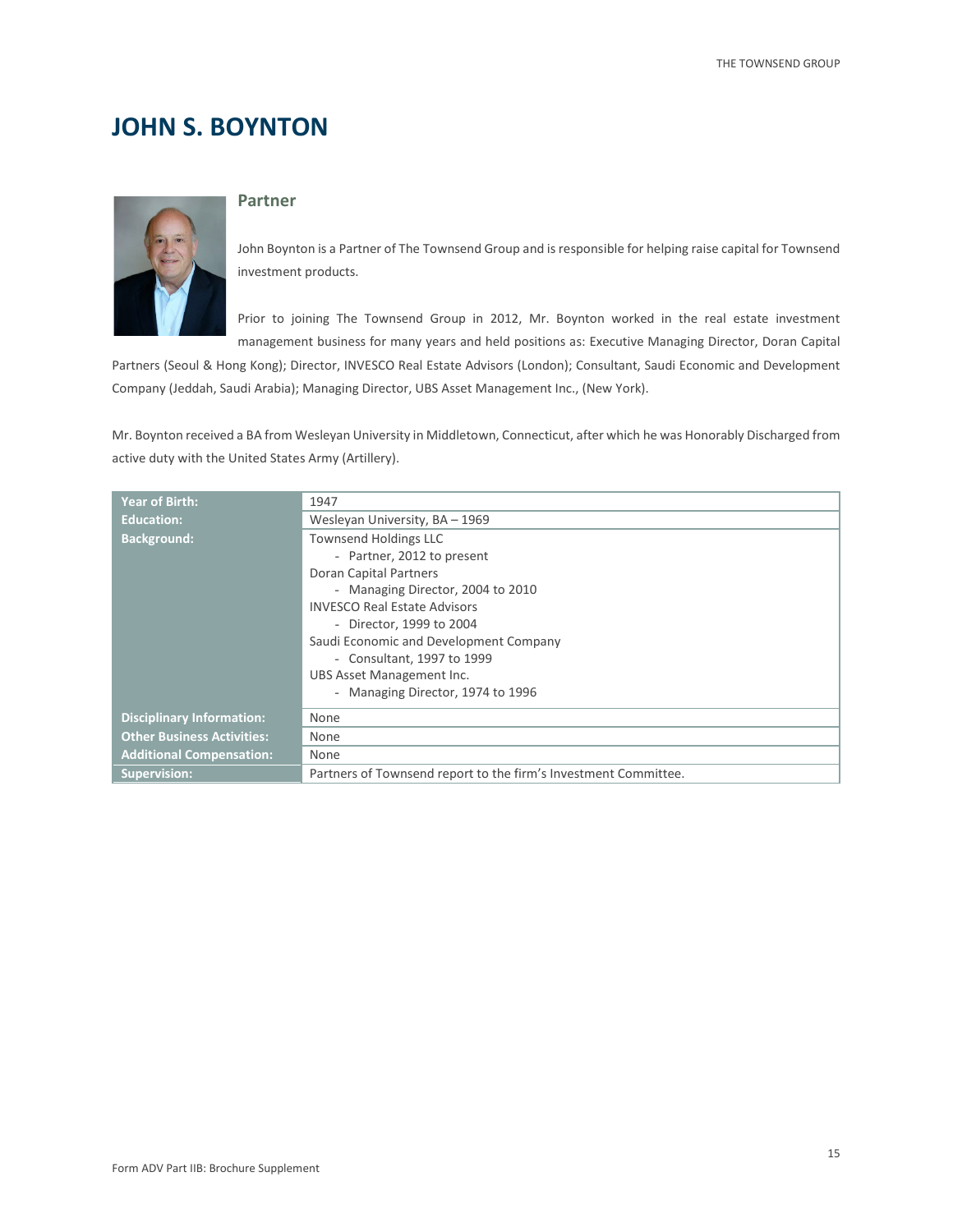# JOHN S. BOYNTON

## Partner

John Boynton is a Partner of The Townsend Group and is responsible for helping raise capital for Townsend investment products.

Prior to joining The Townsend Group in 2012, Mr. Boynton worked in the real estate investment management business for many years and held positions as: Executive Managing Director, Doran Capital Partners (Seoul & Hong Kong); Director, INVESCO Real Estate Advisors (London); Consultant, Saudi Economic and Development Company (Jeddah, Saudi Arabia); Managing Director, UBS Asset Management Inc., (New York).

Mr. Boynton received a BA from Wesleyan University in Middletown, Connecticut, after which he was Honorably Discharged from active duty with the United States Army (Artillery).

| | |
|---|---|
| **Year of Birth:** | 1947 |
| **Education:** | Wesleyan University, BA – 1969 |
| **Background:** | Townsend Holdings LLC<br>- Partner, 2012 to present<br>Doran Capital Partners<br>- Managing Director, 2004 to 2010<br>INVESCO Real Estate Advisors<br>- Director, 1999 to 2004<br>Saudi Economic and Development Company<br>- Consultant, 1997 to 1999<br>UBS Asset Management Inc.<br>- Managing Director, 1974 to 1996 |
| **Disciplinary Information:** | None |
| **Other Business Activities:** | None |
| **Additional Compensation:** | None |
| **Supervision:** | Partners of Townsend report to the firm's Investment Committee. |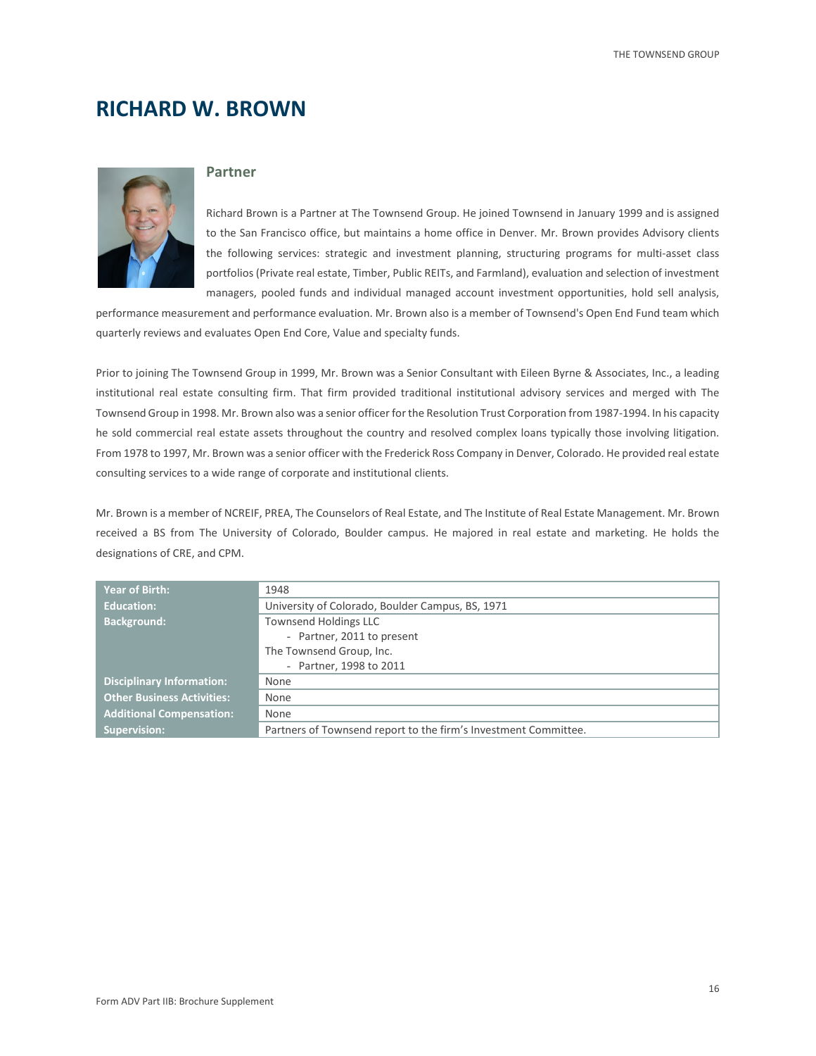# RICHARD W. BROWN

## Partner

Richard Brown is a Partner at The Townsend Group. He joined Townsend in January 1999 and is assigned to the San Francisco office, but maintains a home office in Denver. Mr. Brown provides Advisory clients the following services: strategic and investment planning, structuring programs for multi-asset class portfolios (Private real estate, Timber, Public REITs, and Farmland), evaluation and selection of investment managers, pooled funds and individual managed account investment opportunities, hold sell analysis, performance measurement and performance evaluation. Mr. Brown also is a member of Townsend's Open End Fund team which quarterly reviews and evaluates Open End Core, Value and specialty funds.

Prior to joining The Townsend Group in 1999, Mr. Brown was a Senior Consultant with Eileen Byrne & Associates, Inc., a leading institutional real estate consulting firm. That firm provided traditional institutional advisory services and merged with The Townsend Group in 1998. Mr. Brown also was a senior officer for the Resolution Trust Corporation from 1987-1994. In his capacity he sold commercial real estate assets throughout the country and resolved complex loans typically those involving litigation. From 1978 to 1997, Mr. Brown was a senior officer with the Frederick Ross Company in Denver, Colorado. He provided real estate consulting services to a wide range of corporate and institutional clients.

Mr. Brown is a member of NCREIF, PREA, The Counselors of Real Estate, and The Institute of Real Estate Management. Mr. Brown received a BS from The University of Colorado, Boulder campus. He majored in real estate and marketing. He holds the designations of CRE, and CPM.

| | |
|---|---|
| **Year of Birth:** | 1948 |
| **Education:** | University of Colorado, Boulder Campus, BS, 1971 |
| **Background:** | Townsend Holdings LLC<br>- Partner, 2011 to present<br>The Townsend Group, Inc.<br>- Partner, 1998 to 2011 |
| **Disciplinary Information:** | None |
| **Other Business Activities:** | None |
| **Additional Compensation:** | None |
| **Supervision:** | Partners of Townsend report to the firm's Investment Committee. |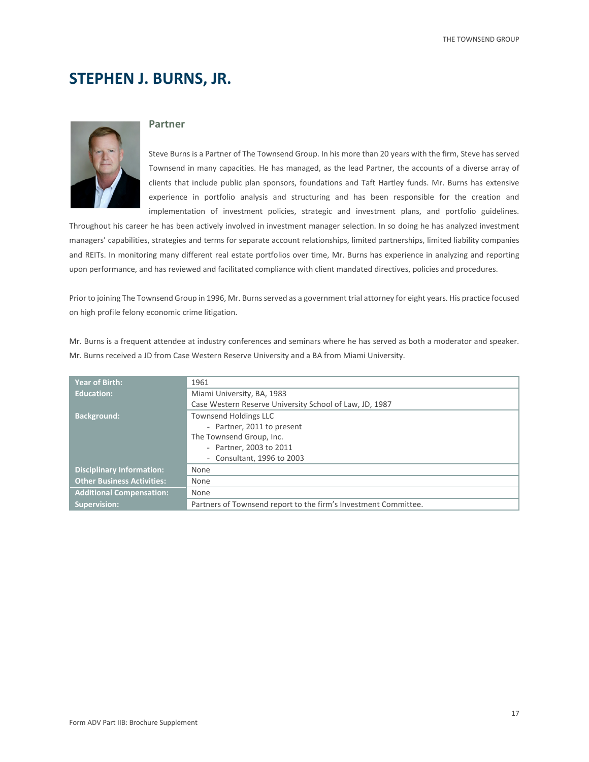# STEPHEN J. BURNS, JR.

## Partner

Steve Burns is a Partner of The Townsend Group. In his more than 20 years with the firm, Steve has served Townsend in many capacities. He has managed, as the lead Partner, the accounts of a diverse array of clients that include public plan sponsors, foundations and Taft Hartley funds. Mr. Burns has extensive experience in portfolio analysis and structuring and has been responsible for the creation and implementation of investment policies, strategic and investment plans, and portfolio guidelines. Throughout his career he has been actively involved in investment manager selection. In so doing he has analyzed investment managers' capabilities, strategies and terms for separate account relationships, limited partnerships, limited liability companies and REITs. In monitoring many different real estate portfolios over time, Mr. Burns has experience in analyzing and reporting upon performance, and has reviewed and facilitated compliance with client mandated directives, policies and procedures.

Prior to joining The Townsend Group in 1996, Mr. Burns served as a government trial attorney for eight years. His practice focused on high profile felony economic crime litigation.

Mr. Burns is a frequent attendee at industry conferences and seminars where he has served as both a moderator and speaker. Mr. Burns received a JD from Case Western Reserve University and a BA from Miami University.

| | |
|---|---|
| **Year of Birth:** | 1961 |
| **Education:** | Miami University, BA, 1983<br>Case Western Reserve University School of Law, JD, 1987 |
| **Background:** | Townsend Holdings LLC<br>- Partner, 2011 to present<br>The Townsend Group, Inc.<br>- Partner, 2003 to 2011<br>- Consultant, 1996 to 2003 |
| **Disciplinary Information:** | None |
| **Other Business Activities:** | None |
| **Additional Compensation:** | None |
| **Supervision:** | Partners of Townsend report to the firm's Investment Committee. |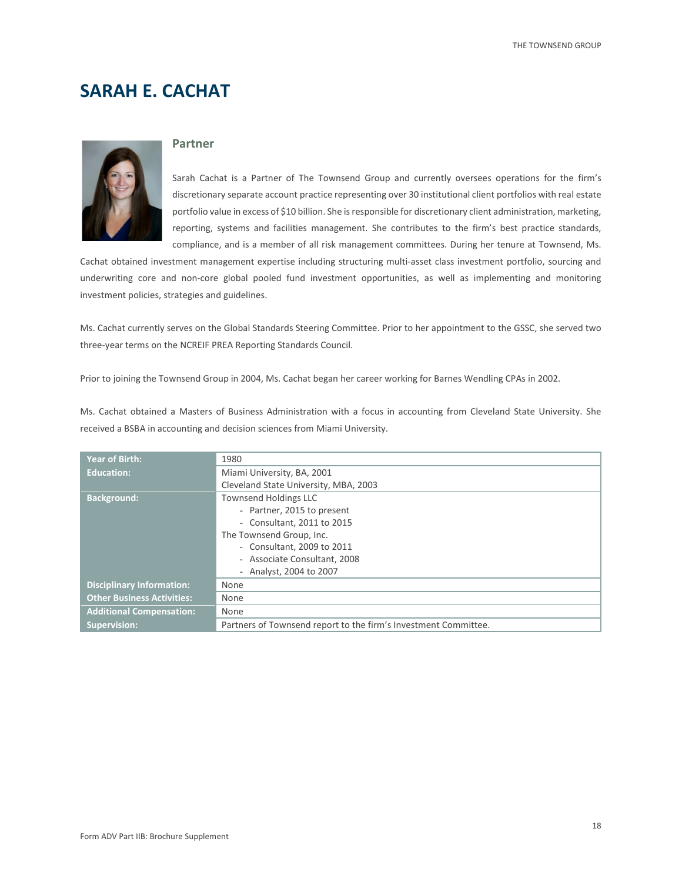# SARAH E. CACHAT

## Partner

Sarah Cachat is a Partner of The Townsend Group and currently oversees operations for the firm's discretionary separate account practice representing over 30 institutional client portfolios with real estate portfolio value in excess of $10 billion. She is responsible for discretionary client administration, marketing, reporting, systems and facilities management. She contributes to the firm's best practice standards, compliance, and is a member of all risk management committees. During her tenure at Townsend, Ms. Cachat obtained investment management expertise including structuring multi-asset class investment portfolio, sourcing and underwriting core and non-core global pooled fund investment opportunities, as well as implementing and monitoring investment policies, strategies and guidelines.

Ms. Cachat currently serves on the Global Standards Steering Committee. Prior to her appointment to the GSSC, she served two three-year terms on the NCREIF PREA Reporting Standards Council.

Prior to joining the Townsend Group in 2004, Ms. Cachat began her career working for Barnes Wendling CPAs in 2002.

Ms. Cachat obtained a Masters of Business Administration with a focus in accounting from Cleveland State University. She received a BSBA in accounting and decision sciences from Miami University.

| | |
|---|---|
| **Year of Birth:** | 1980 |
| **Education:** | Miami University, BA, 2001<br>Cleveland State University, MBA, 2003 |
| **Background:** | Townsend Holdings LLC<br>- Partner, 2015 to present<br>- Consultant, 2011 to 2015<br>The Townsend Group, Inc.<br>- Consultant, 2009 to 2011<br>- Associate Consultant, 2008<br>- Analyst, 2004 to 2007 |
| **Disciplinary Information:** | None |
| **Other Business Activities:** | None |
| **Additional Compensation:** | None |
| **Supervision:** | Partners of Townsend report to the firm's Investment Committee. |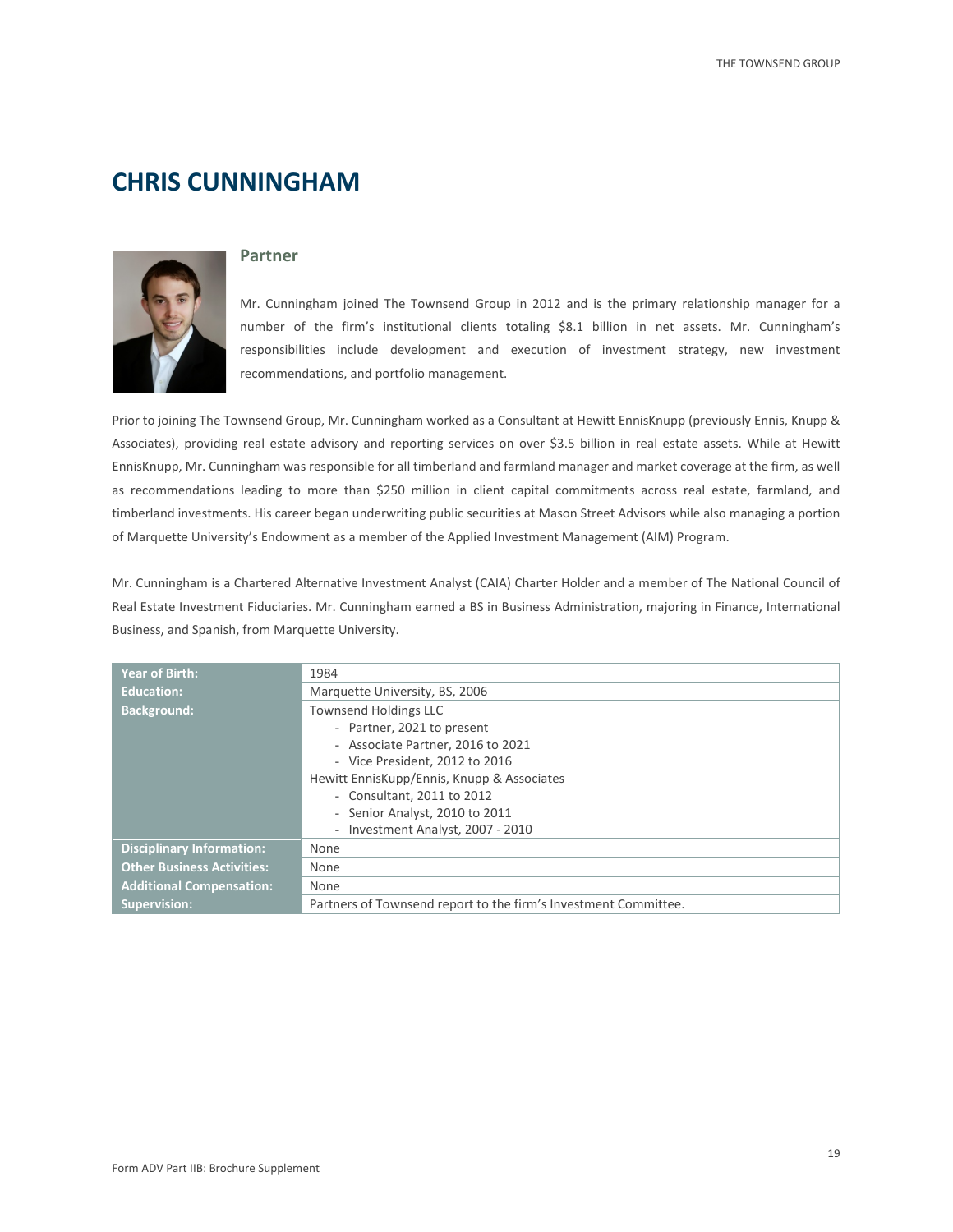# CHRIS CUNNINGHAM

## Partner

Mr. Cunningham joined The Townsend Group in 2012 and is the primary relationship manager for a number of the firm's institutional clients totaling $8.1 billion in net assets. Mr. Cunningham's responsibilities include development and execution of investment strategy, new investment recommendations, and portfolio management.

Prior to joining The Townsend Group, Mr. Cunningham worked as a Consultant at Hewitt EnnisKnupp (previously Ennis, Knupp & Associates), providing real estate advisory and reporting services on over $3.5 billion in real estate assets. While at Hewitt EnnisKnupp, Mr. Cunningham was responsible for all timberland and farmland manager and market coverage at the firm, as well as recommendations leading to more than $250 million in client capital commitments across real estate, farmland, and timberland investments. His career began underwriting public securities at Mason Street Advisors while also managing a portion of Marquette University's Endowment as a member of the Applied Investment Management (AIM) Program.

Mr. Cunningham is a Chartered Alternative Investment Analyst (CAIA) Charter Holder and a member of The National Council of Real Estate Investment Fiduciaries. Mr. Cunningham earned a BS in Business Administration, majoring in Finance, International Business, and Spanish, from Marquette University.

| | |
|---|---|
| **Year of Birth:** | 1984 |
| **Education:** | Marquette University, BS, 2006 |
| **Background:** | Townsend Holdings LLC<br>- Partner, 2021 to present<br>- Associate Partner, 2016 to 2021<br>- Vice President, 2012 to 2016<br>Hewitt EnnisKupp/Ennis, Knupp & Associates<br>- Consultant, 2011 to 2012<br>- Senior Analyst, 2010 to 2011<br>- Investment Analyst, 2007 - 2010 |
| **Disciplinary Information:** | None |
| **Other Business Activities:** | None |
| **Additional Compensation:** | None |
| **Supervision:** | Partners of Townsend report to the firm's Investment Committee. |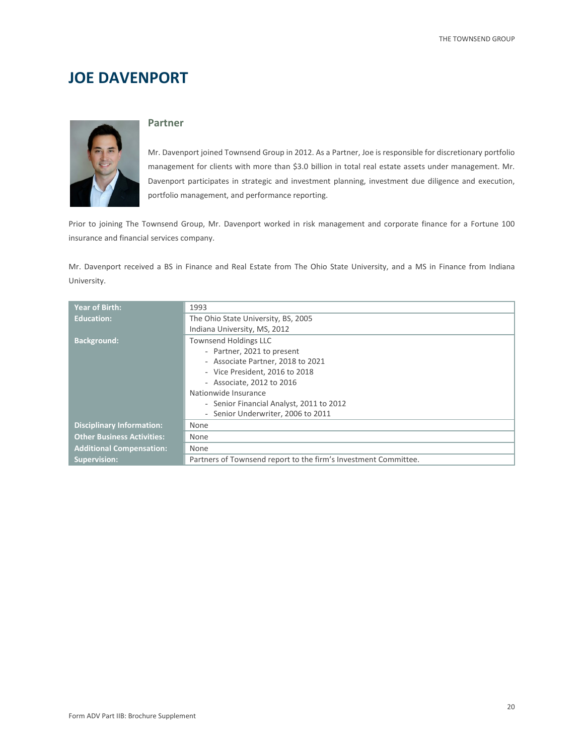# JOE DAVENPORT

## Partner

Mr. Davenport joined Townsend Group in 2012. As a Partner, Joe is responsible for discretionary portfolio management for clients with more than $3.0 billion in total real estate assets under management. Mr. Davenport participates in strategic and investment planning, investment due diligence and execution, portfolio management, and performance reporting.

Prior to joining The Townsend Group, Mr. Davenport worked in risk management and corporate finance for a Fortune 100 insurance and financial services company.

Mr. Davenport received a BS in Finance and Real Estate from The Ohio State University, and a MS in Finance from Indiana University.

| | |
|---|---|
| **Year of Birth:** | 1993 |
| **Education:** | The Ohio State University, BS, 2005<br>Indiana University, MS, 2012 |
| **Background:** | Townsend Holdings LLC<br>- Partner, 2021 to present<br>- Associate Partner, 2018 to 2021<br>- Vice President, 2016 to 2018<br>- Associate, 2012 to 2016<br>Nationwide Insurance<br>- Senior Financial Analyst, 2011 to 2012<br>- Senior Underwriter, 2006 to 2011 |
| **Disciplinary Information:** | None |
| **Other Business Activities:** | None |
| **Additional Compensation:** | None |
| **Supervision:** | Partners of Townsend report to the firm's Investment Committee. |

Form ADV Part IIB: Brochure Supplement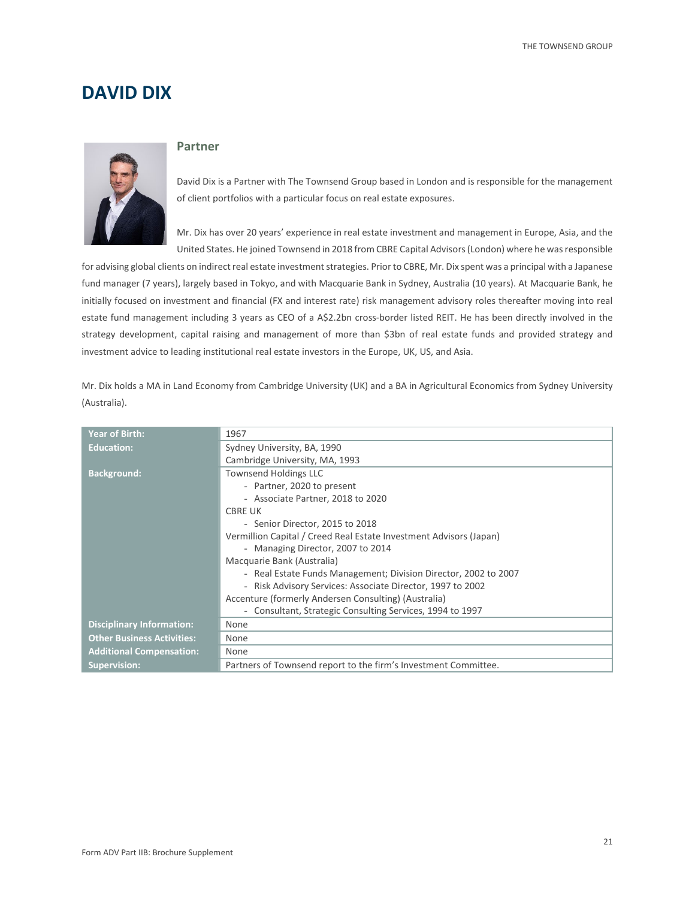# DAVID DIX

## Partner

David Dix is a Partner with The Townsend Group based in London and is responsible for the management of client portfolios with a particular focus on real estate exposures.

Mr. Dix has over 20 years' experience in real estate investment and management in Europe, Asia, and the United States. He joined Townsend in 2018 from CBRE Capital Advisors (London) where he was responsible for advising global clients on indirect real estate investment strategies. Prior to CBRE, Mr. Dix spent was a principal with a Japanese fund manager (7 years), largely based in Tokyo, and with Macquarie Bank in Sydney, Australia (10 years). At Macquarie Bank, he initially focused on investment and financial (FX and interest rate) risk management advisory roles thereafter moving into real estate fund management including 3 years as CEO of a A$2.2bn cross-border listed REIT. He has been directly involved in the strategy development, capital raising and management of more than $3bn of real estate funds and provided strategy and investment advice to leading institutional real estate investors in the Europe, UK, US, and Asia.

Mr. Dix holds a MA in Land Economy from Cambridge University (UK) and a BA in Agricultural Economics from Sydney University (Australia).

| | |
|---|---|
| **Year of Birth:** | 1967 |
| **Education:** | Sydney University, BA, 1990<br>Cambridge University, MA, 1993 |
| **Background:** | Townsend Holdings LLC<br>- Partner, 2020 to present<br>- Associate Partner, 2018 to 2020<br>CBRE UK<br>- Senior Director, 2015 to 2018<br>Vermillion Capital / Creed Real Estate Investment Advisors (Japan)<br>- Managing Director, 2007 to 2014<br>Macquarie Bank (Australia)<br>- Real Estate Funds Management; Division Director, 2002 to 2007<br>- Risk Advisory Services: Associate Director, 1997 to 2002<br>Accenture (formerly Andersen Consulting) (Australia)<br>- Consultant, Strategic Consulting Services, 1994 to 1997 |
| **Disciplinary Information:** | None |
| **Other Business Activities:** | None |
| **Additional Compensation:** | None |
| **Supervision:** | Partners of Townsend report to the firm's Investment Committee. |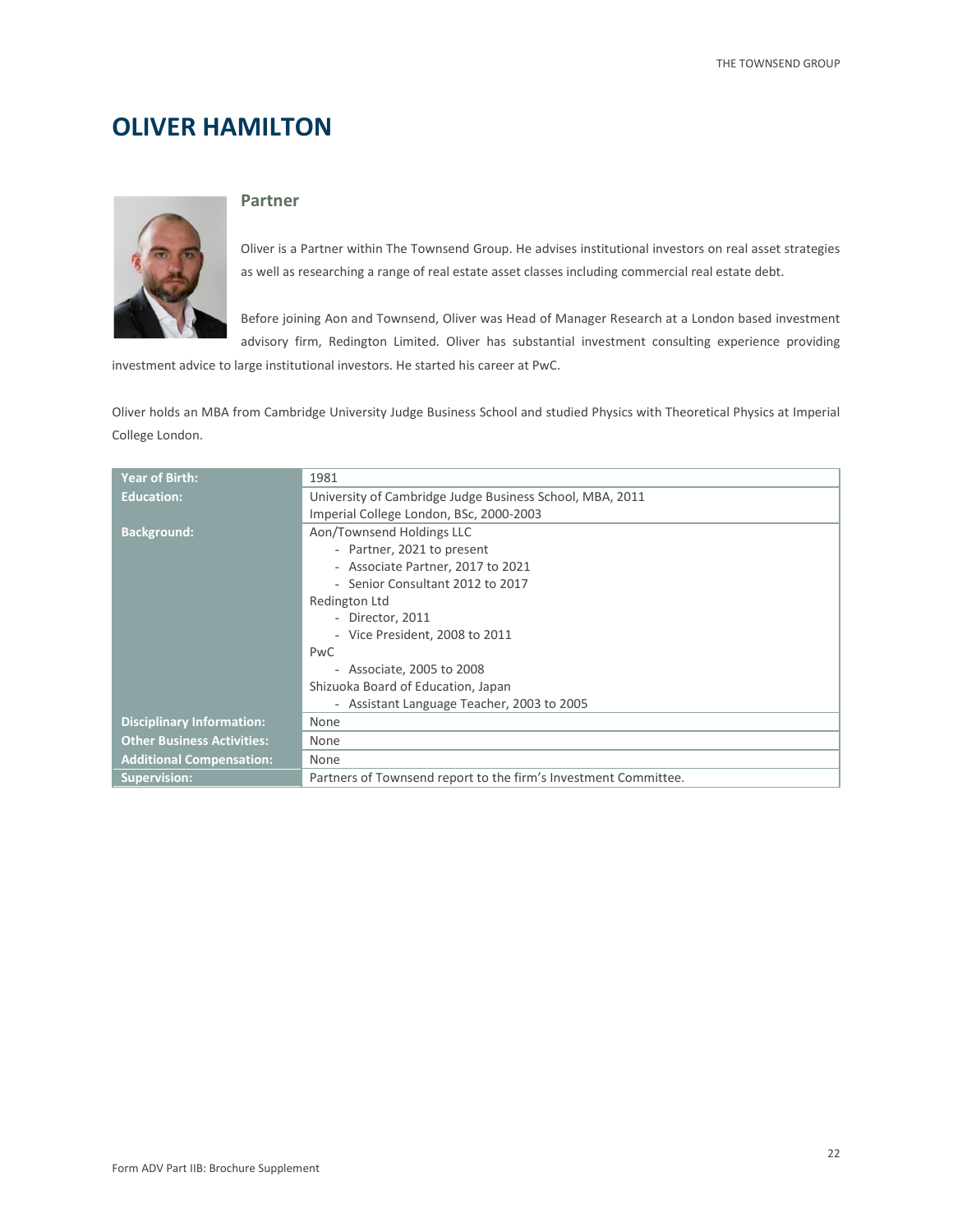# OLIVER HAMILTON

## Partner

Oliver is a Partner within The Townsend Group. He advises institutional investors on real asset strategies as well as researching a range of real estate asset classes including commercial real estate debt.

Before joining Aon and Townsend, Oliver was Head of Manager Research at a London based investment advisory firm, Redington Limited. Oliver has substantial investment consulting experience providing investment advice to large institutional investors. He started his career at PwC.

Oliver holds an MBA from Cambridge University Judge Business School and studied Physics with Theoretical Physics at Imperial College London.

| | |
|---|---|
| **Year of Birth:** | 1981 |
| **Education:** | University of Cambridge Judge Business School, MBA, 2011<br>Imperial College London, BSc, 2000-2003 |
| **Background:** | Aon/Townsend Holdings LLC<br>- Partner, 2021 to present<br>- Associate Partner, 2017 to 2021<br>- Senior Consultant 2012 to 2017<br>Redington Ltd<br>- Director, 2011<br>- Vice President, 2008 to 2011<br>PwC<br>- Associate, 2005 to 2008<br>Shizuoka Board of Education, Japan<br>- Assistant Language Teacher, 2003 to 2005 |
| **Disciplinary Information:** | None |
| **Other Business Activities:** | None |
| **Additional Compensation:** | None |
| **Supervision:** | Partners of Townsend report to the firm's Investment Committee. |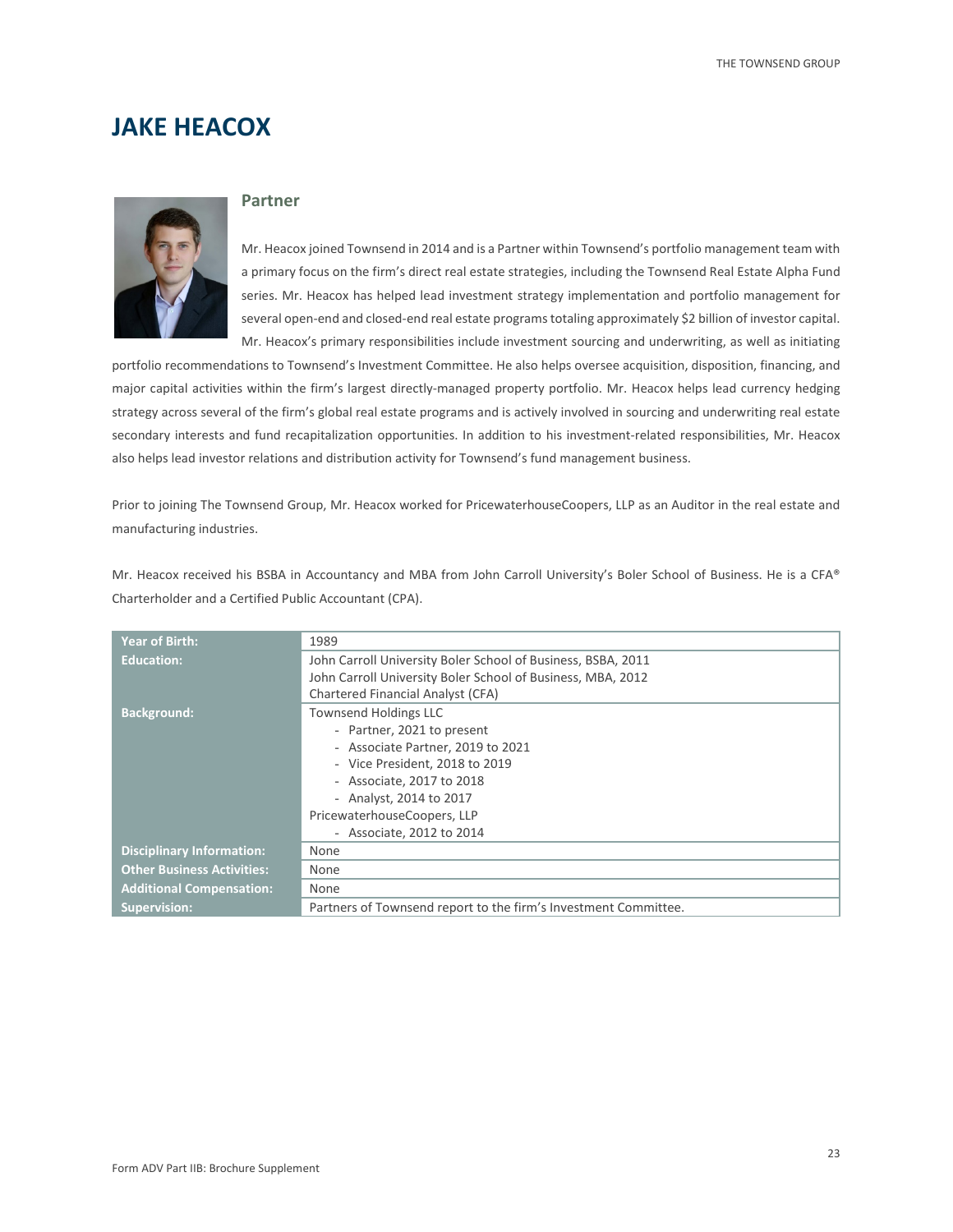# JAKE HEACOX

## Partner

Mr. Heacox joined Townsend in 2014 and is a Partner within Townsend's portfolio management team with a primary focus on the firm's direct real estate strategies, including the Townsend Real Estate Alpha Fund series. Mr. Heacox has helped lead investment strategy implementation and portfolio management for several open-end and closed-end real estate programs totaling approximately $2 billion of investor capital. Mr. Heacox's primary responsibilities include investment sourcing and underwriting, as well as initiating portfolio recommendations to Townsend's Investment Committee. He also helps oversee acquisition, disposition, financing, and major capital activities within the firm's largest directly-managed property portfolio. Mr. Heacox helps lead currency hedging strategy across several of the firm's global real estate programs and is actively involved in sourcing and underwriting real estate secondary interests and fund recapitalization opportunities. In addition to his investment-related responsibilities, Mr. Heacox also helps lead investor relations and distribution activity for Townsend's fund management business.

Prior to joining The Townsend Group, Mr. Heacox worked for PricewaterhouseCoopers, LLP as an Auditor in the real estate and manufacturing industries.

Mr. Heacox received his BSBA in Accountancy and MBA from John Carroll University's Boler School of Business. He is a CFA® Charterholder and a Certified Public Accountant (CPA).

| | |
|---|---|
| **Year of Birth:** | 1989 |
| **Education:** | John Carroll University Boler School of Business, BSBA, 2011<br>John Carroll University Boler School of Business, MBA, 2012<br>Chartered Financial Analyst (CFA) |
| **Background:** | Townsend Holdings LLC<br>- Partner, 2021 to present<br>- Associate Partner, 2019 to 2021<br>- Vice President, 2018 to 2019<br>- Associate, 2017 to 2018<br>- Analyst, 2014 to 2017<br>PricewaterhouseCoopers, LLP<br>- Associate, 2012 to 2014 |
| **Disciplinary Information:** | None |
| **Other Business Activities:** | None |
| **Additional Compensation:** | None |
| **Supervision:** | Partners of Townsend report to the firm's Investment Committee. |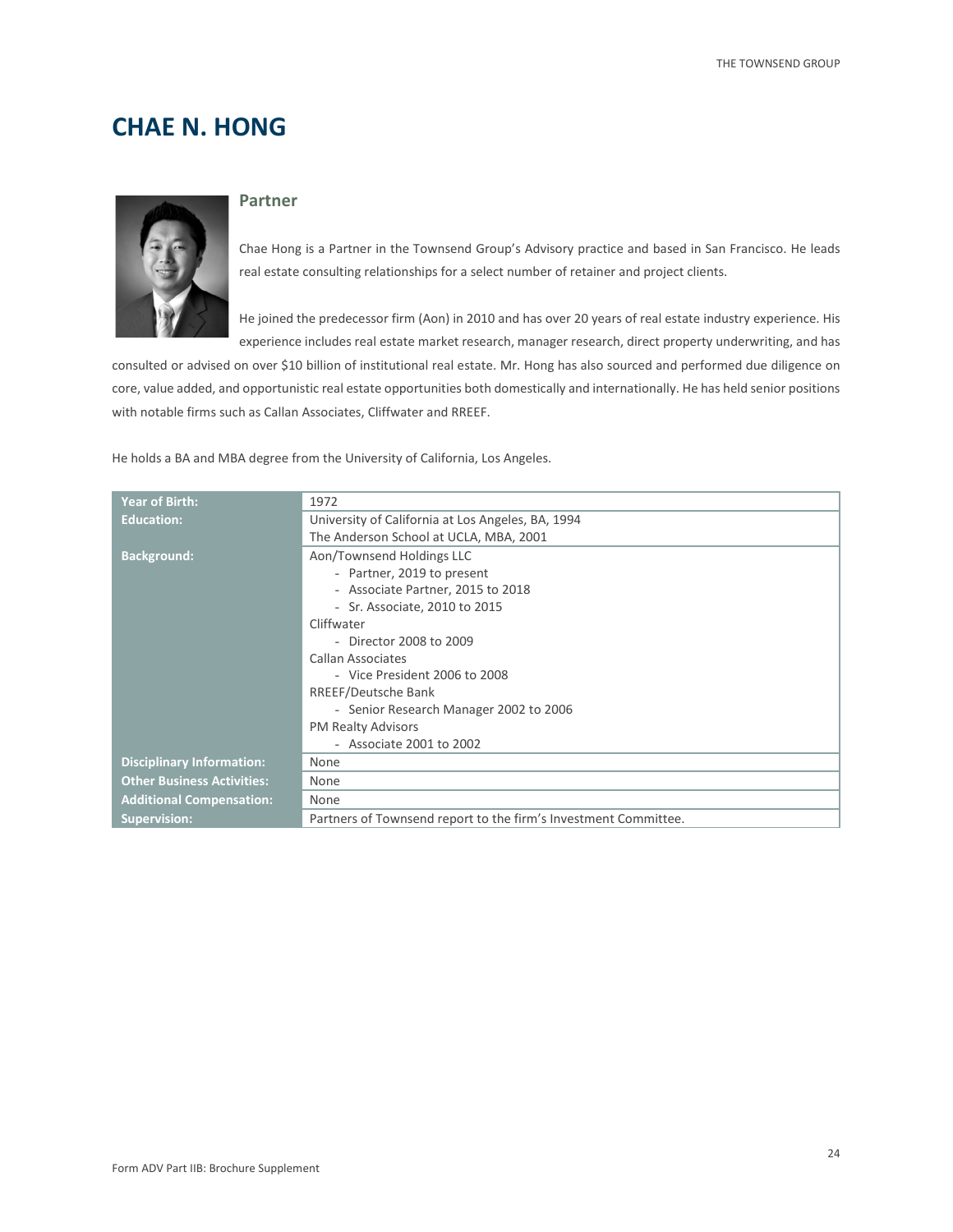# CHAE N. HONG

### Partner

Chae Hong is a Partner in the Townsend Group's Advisory practice and based in San Francisco. He leads real estate consulting relationships for a select number of retainer and project clients.

He joined the predecessor firm (Aon) in 2010 and has over 20 years of real estate industry experience. His experience includes real estate market research, manager research, direct property underwriting, and has consulted or advised on over $10 billion of institutional real estate. Mr. Hong has also sourced and performed due diligence on core, value added, and opportunistic real estate opportunities both domestically and internationally. He has held senior positions with notable firms such as Callan Associates, Cliffwater and RREEF.

He holds a BA and MBA degree from the University of California, Los Angeles.

| | |
|---|---|
| **Year of Birth:** | 1972 |
| **Education:** | University of California at Los Angeles, BA, 1994<br>The Anderson School at UCLA, MBA, 2001 |
| **Background:** | Aon/Townsend Holdings LLC<br>- Partner, 2019 to present<br>- Associate Partner, 2015 to 2018<br>- Sr. Associate, 2010 to 2015<br>Cliffwater<br>- Director 2008 to 2009<br>Callan Associates<br>- Vice President 2006 to 2008<br>RREEF/Deutsche Bank<br>- Senior Research Manager 2002 to 2006<br>PM Realty Advisors<br>- Associate 2001 to 2002 |
| **Disciplinary Information:** | None |
| **Other Business Activities:** | None |
| **Additional Compensation:** | None |
| **Supervision:** | Partners of Townsend report to the firm's Investment Committee. |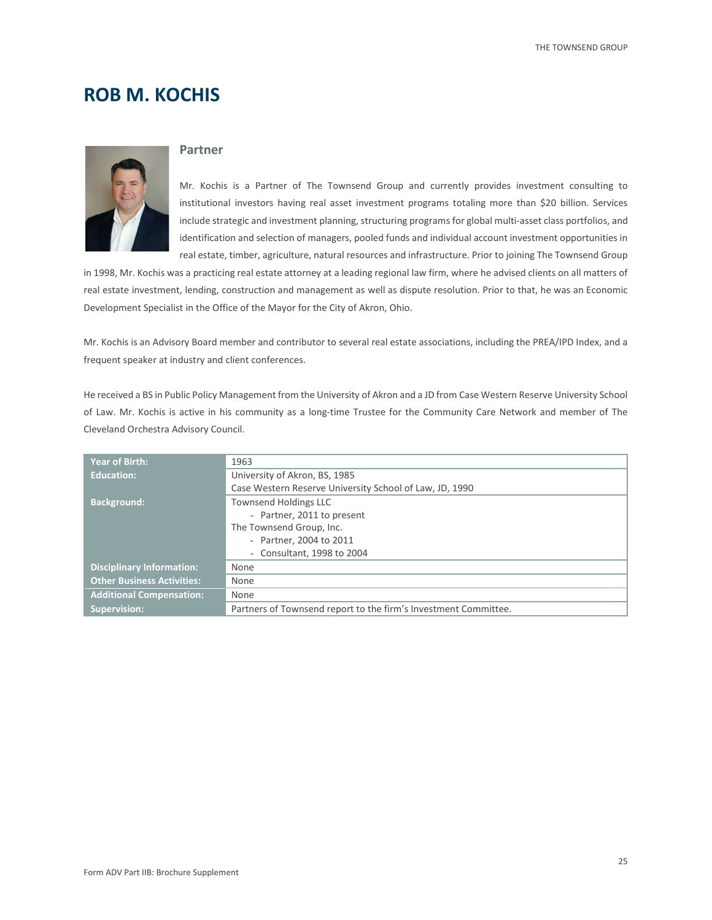# ROB M. KOCHIS

## Partner

Mr. Kochis is a Partner of The Townsend Group and currently provides investment consulting to institutional investors having real asset investment programs totaling more than $20 billion. Services include strategic and investment planning, structuring programs for global multi-asset class portfolios, and identification and selection of managers, pooled funds and individual account investment opportunities in real estate, timber, agriculture, natural resources and infrastructure. Prior to joining The Townsend Group in 1998, Mr. Kochis was a practicing real estate attorney at a leading regional law firm, where he advised clients on all matters of real estate investment, lending, construction and management as well as dispute resolution. Prior to that, he was an Economic Development Specialist in the Office of the Mayor for the City of Akron, Ohio.

Mr. Kochis is an Advisory Board member and contributor to several real estate associations, including the PREA/IPD Index, and a frequent speaker at industry and client conferences.

He received a BS in Public Policy Management from the University of Akron and a JD from Case Western Reserve University School of Law. Mr. Kochis is active in his community as a long-time Trustee for the Community Care Network and member of The Cleveland Orchestra Advisory Council.

| | |
|---|---|
| **Year of Birth:** | 1963 |
| **Education:** | University of Akron, BS, 1985<br>Case Western Reserve University School of Law, JD, 1990 |
| **Background:** | Townsend Holdings LLC<br>- Partner, 2011 to present<br>The Townsend Group, Inc.<br>- Partner, 2004 to 2011<br>- Consultant, 1998 to 2004 |
| **Disciplinary Information:** | None |
| **Other Business Activities:** | None |
| **Additional Compensation:** | None |
| **Supervision:** | Partners of Townsend report to the firm's Investment Committee. |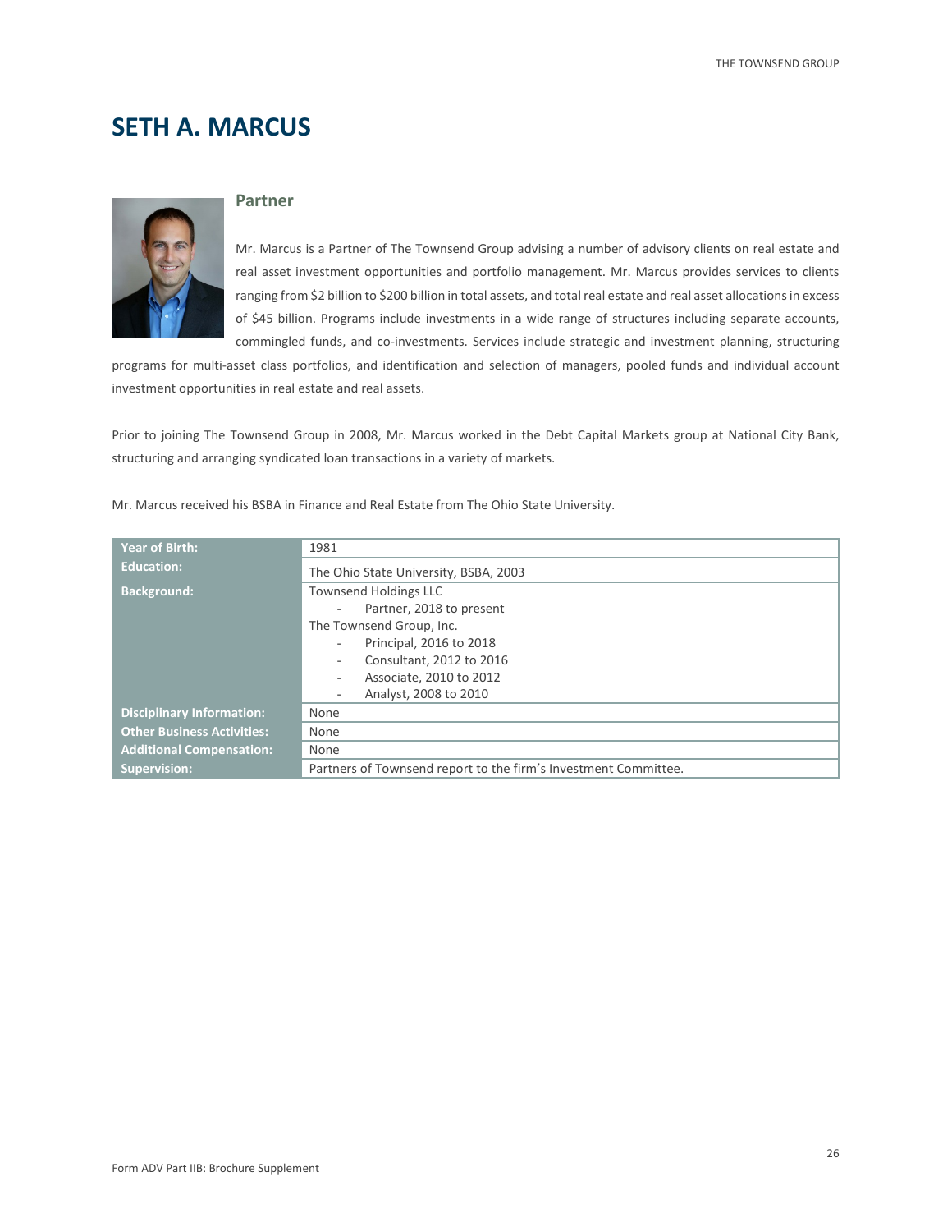# SETH A. MARCUS

## Partner

Mr. Marcus is a Partner of The Townsend Group advising a number of advisory clients on real estate and real asset investment opportunities and portfolio management. Mr. Marcus provides services to clients ranging from $2 billion to $200 billion in total assets, and total real estate and real asset allocations in excess of $45 billion. Programs include investments in a wide range of structures including separate accounts, commingled funds, and co-investments. Services include strategic and investment planning, structuring programs for multi-asset class portfolios, and identification and selection of managers, pooled funds and individual account investment opportunities in real estate and real assets.

Prior to joining The Townsend Group in 2008, Mr. Marcus worked in the Debt Capital Markets group at National City Bank, structuring and arranging syndicated loan transactions in a variety of markets.

Mr. Marcus received his BSBA in Finance and Real Estate from The Ohio State University.

| | |
|---|---|
| **Year of Birth:** | 1981 |
| **Education:** | The Ohio State University, BSBA, 2003 |
| **Background:** | Townsend Holdings LLC<br>- Partner, 2018 to present<br>The Townsend Group, Inc.<br>- Principal, 2016 to 2018<br>- Consultant, 2012 to 2016<br>- Associate, 2010 to 2012<br>- Analyst, 2008 to 2010 |
| **Disciplinary Information:** | None |
| **Other Business Activities:** | None |
| **Additional Compensation:** | None |
| **Supervision:** | Partners of Townsend report to the firm's Investment Committee. |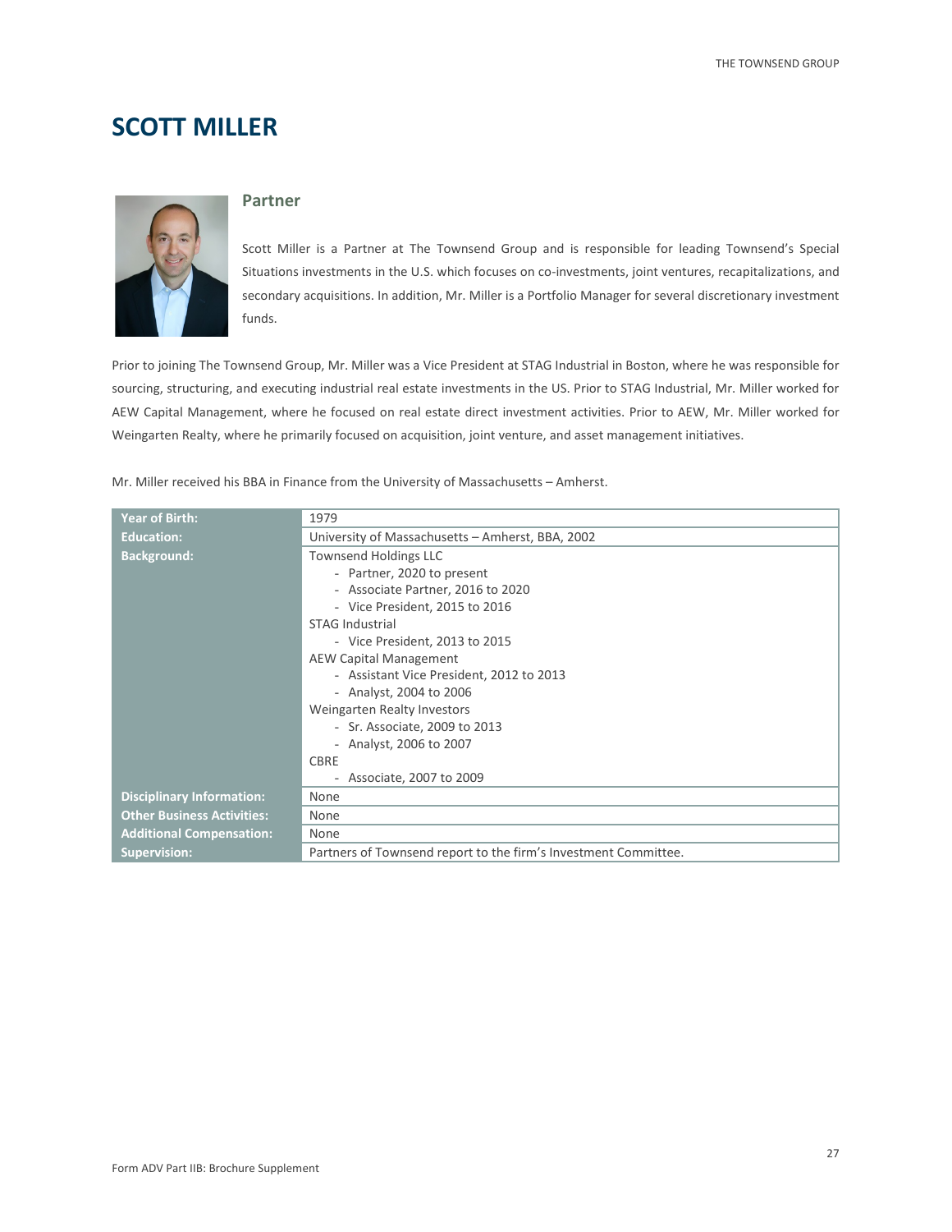# SCOTT MILLER

## Partner

Scott Miller is a Partner at The Townsend Group and is responsible for leading Townsend's Special Situations investments in the U.S. which focuses on co-investments, joint ventures, recapitalizations, and secondary acquisitions. In addition, Mr. Miller is a Portfolio Manager for several discretionary investment funds.

Prior to joining The Townsend Group, Mr. Miller was a Vice President at STAG Industrial in Boston, where he was responsible for sourcing, structuring, and executing industrial real estate investments in the US. Prior to STAG Industrial, Mr. Miller worked for AEW Capital Management, where he focused on real estate direct investment activities. Prior to AEW, Mr. Miller worked for Weingarten Realty, where he primarily focused on acquisition, joint venture, and asset management initiatives.

Mr. Miller received his BBA in Finance from the University of Massachusetts – Amherst.

| | |
|---|---|
| **Year of Birth:** | 1979 |
| **Education:** | University of Massachusetts – Amherst, BBA, 2002 |
| **Background:** | Townsend Holdings LLC<br>- Partner, 2020 to present<br>- Associate Partner, 2016 to 2020<br>- Vice President, 2015 to 2016<br>STAG Industrial<br>- Vice President, 2013 to 2015<br>AEW Capital Management<br>- Assistant Vice President, 2012 to 2013<br>- Analyst, 2004 to 2006<br>Weingarten Realty Investors<br>- Sr. Associate, 2009 to 2013<br>- Analyst, 2006 to 2007<br>CBRE<br>- Associate, 2007 to 2009 |
| **Disciplinary Information:** | None |
| **Other Business Activities:** | None |
| **Additional Compensation:** | None |
| **Supervision:** | Partners of Townsend report to the firm's Investment Committee. |

Form ADV Part IIB: Brochure Supplement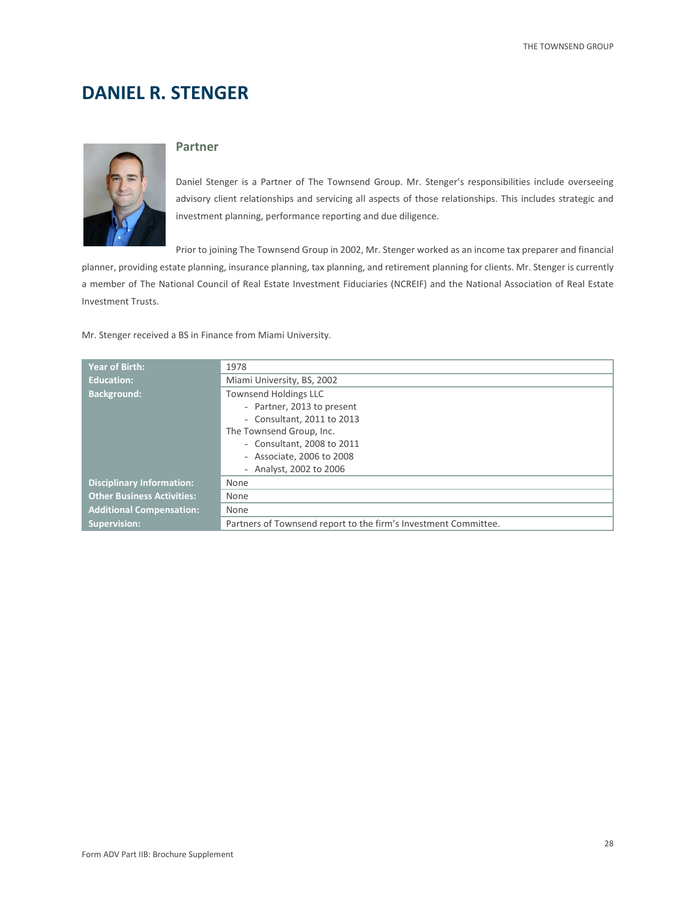# DANIEL R. STENGER

## Partner

Daniel Stenger is a Partner of The Townsend Group. Mr. Stenger's responsibilities include overseeing advisory client relationships and servicing all aspects of those relationships. This includes strategic and investment planning, performance reporting and due diligence.

Prior to joining The Townsend Group in 2002, Mr. Stenger worked as an income tax preparer and financial planner, providing estate planning, insurance planning, tax planning, and retirement planning for clients. Mr. Stenger is currently a member of The National Council of Real Estate Investment Fiduciaries (NCREIF) and the National Association of Real Estate Investment Trusts.

Mr. Stenger received a BS in Finance from Miami University.

| | |
|---|---|
| **Year of Birth:** | 1978 |
| **Education:** | Miami University, BS, 2002 |
| **Background:** | Townsend Holdings LLC<br>- Partner, 2013 to present<br>- Consultant, 2011 to 2013<br>The Townsend Group, Inc.<br>- Consultant, 2008 to 2011<br>- Associate, 2006 to 2008<br>- Analyst, 2002 to 2006 |
| **Disciplinary Information:** | None |
| **Other Business Activities:** | None |
| **Additional Compensation:** | None |
| **Supervision:** | Partners of Townsend report to the firm's Investment Committee. |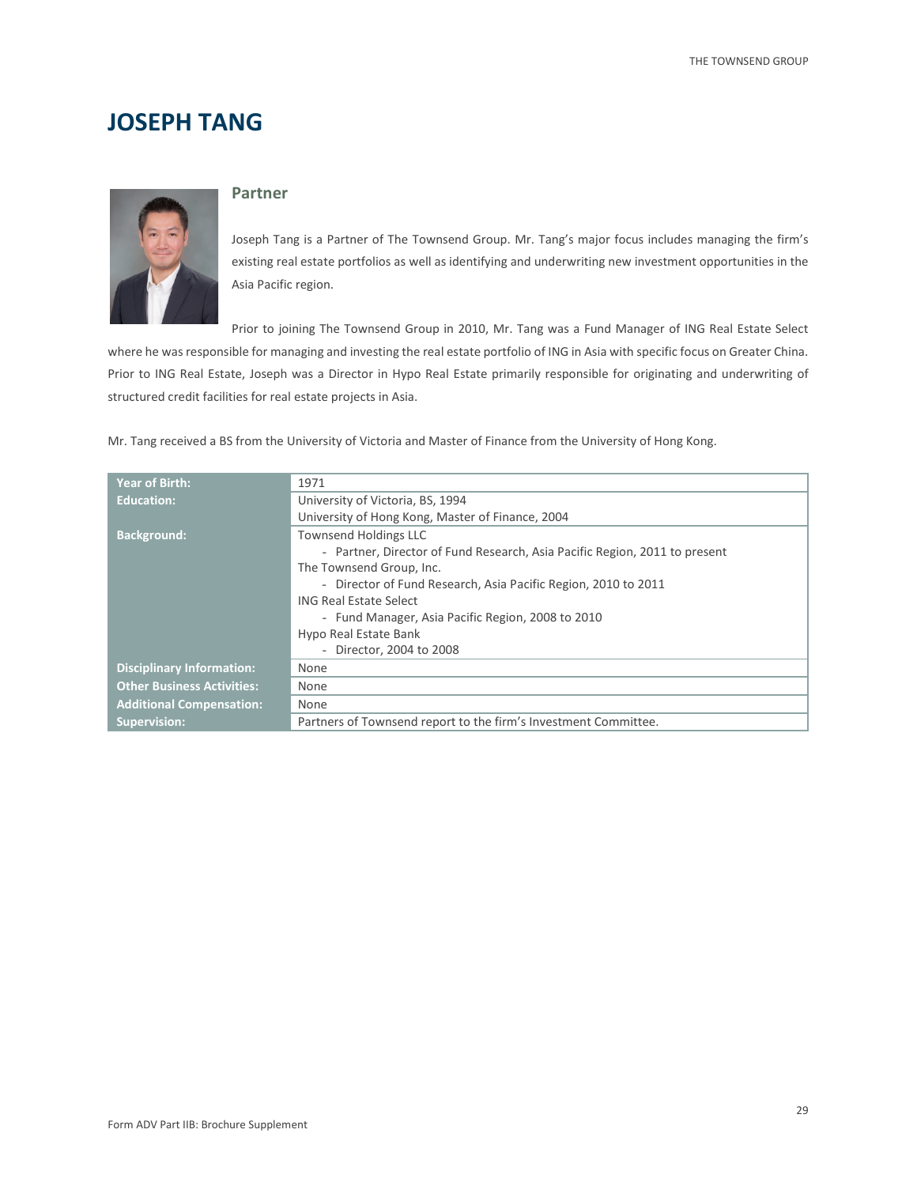# JOSEPH TANG

## Partner

Joseph Tang is a Partner of The Townsend Group. Mr. Tang's major focus includes managing the firm's existing real estate portfolios as well as identifying and underwriting new investment opportunities in the Asia Pacific region.

Prior to joining The Townsend Group in 2010, Mr. Tang was a Fund Manager of ING Real Estate Select where he was responsible for managing and investing the real estate portfolio of ING in Asia with specific focus on Greater China. Prior to ING Real Estate, Joseph was a Director in Hypo Real Estate primarily responsible for originating and underwriting of structured credit facilities for real estate projects in Asia.

Mr. Tang received a BS from the University of Victoria and Master of Finance from the University of Hong Kong.

| | |
|---|---|
| **Year of Birth:** | 1971 |
| **Education:** | University of Victoria, BS, 1994<br>University of Hong Kong, Master of Finance, 2004 |
| **Background:** | Townsend Holdings LLC<br>- Partner, Director of Fund Research, Asia Pacific Region, 2011 to present<br>The Townsend Group, Inc.<br>- Director of Fund Research, Asia Pacific Region, 2010 to 2011<br>ING Real Estate Select<br>- Fund Manager, Asia Pacific Region, 2008 to 2010<br>Hypo Real Estate Bank<br>- Director, 2004 to 2008 |
| **Disciplinary Information:** | None |
| **Other Business Activities:** | None |
| **Additional Compensation:** | None |
| **Supervision:** | Partners of Townsend report to the firm's Investment Committee. |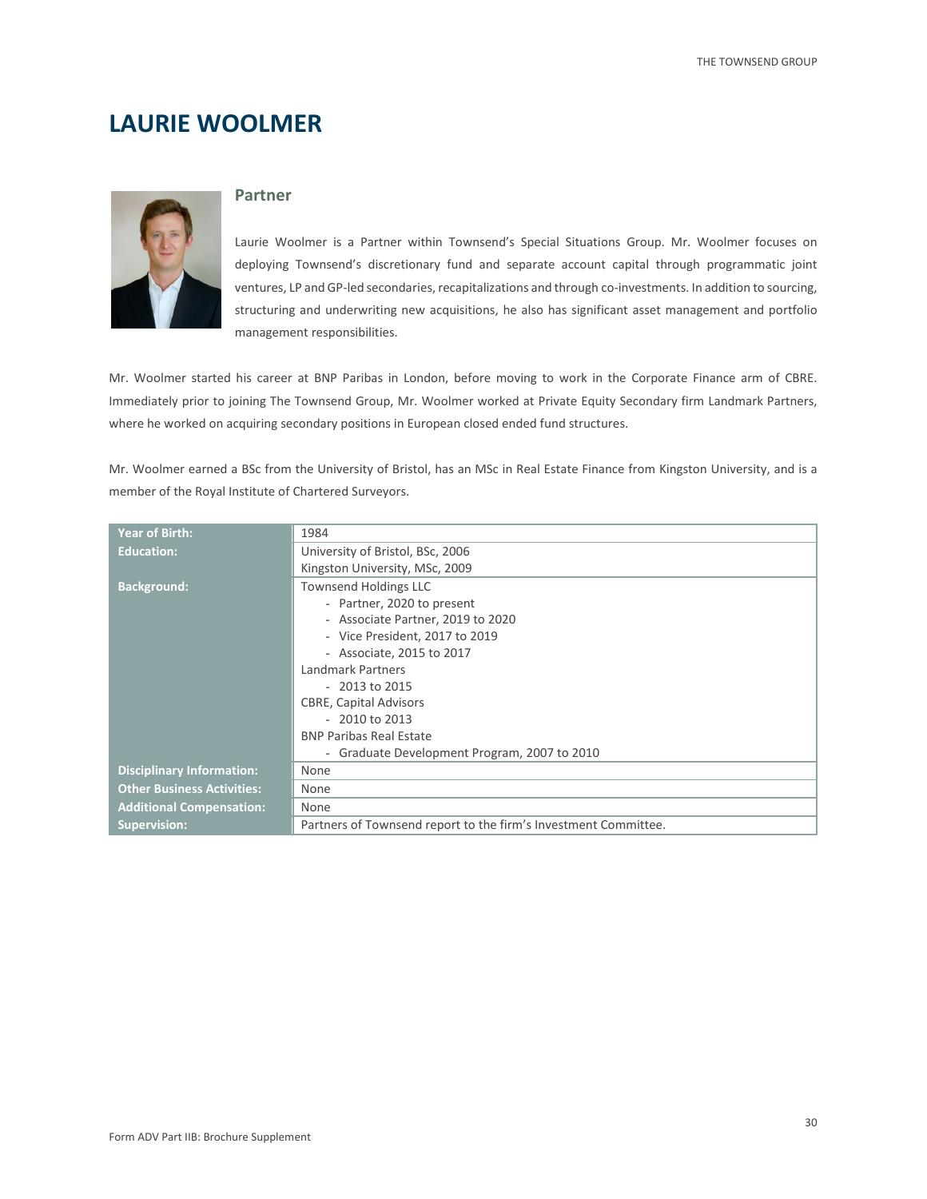# LAURIE WOOLMER

## Partner

Laurie Woolmer is a Partner within Townsend's Special Situations Group. Mr. Woolmer focuses on deploying Townsend's discretionary fund and separate account capital through programmatic joint ventures, LP and GP-led secondaries, recapitalizations and through co-investments. In addition to sourcing, structuring and underwriting new acquisitions, he also has significant asset management and portfolio management responsibilities.

Mr. Woolmer started his career at BNP Paribas in London, before moving to work in the Corporate Finance arm of CBRE. Immediately prior to joining The Townsend Group, Mr. Woolmer worked at Private Equity Secondary firm Landmark Partners, where he worked on acquiring secondary positions in European closed ended fund structures.

Mr. Woolmer earned a BSc from the University of Bristol, has an MSc in Real Estate Finance from Kingston University, and is a member of the Royal Institute of Chartered Surveyors.

| | |
|---|---|
| **Year of Birth:** | 1984 |
| **Education:** | University of Bristol, BSc, 2006<br>Kingston University, MSc, 2009 |
| **Background:** | Townsend Holdings LLC<br>- Partner, 2020 to present<br>- Associate Partner, 2019 to 2020<br>- Vice President, 2017 to 2019<br>- Associate, 2015 to 2017<br>Landmark Partners<br>- 2013 to 2015<br>CBRE, Capital Advisors<br>- 2010 to 2013<br>BNP Paribas Real Estate<br>- Graduate Development Program, 2007 to 2010 |
| **Disciplinary Information:** | None |
| **Other Business Activities:** | None |
| **Additional Compensation:** | None |
| **Supervision:** | Partners of Townsend report to the firm's Investment Committee. |